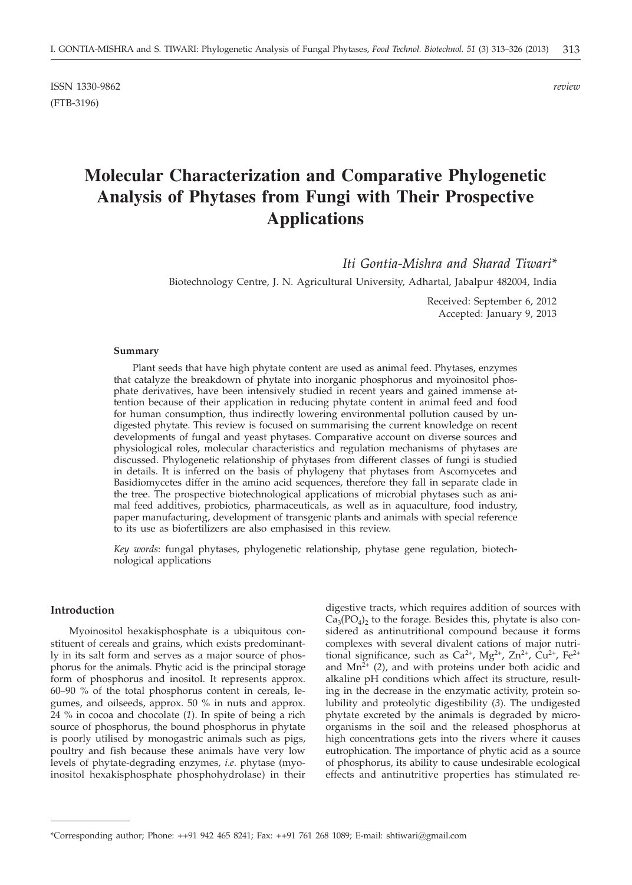ISSN 1330-9862 *review*
(FTB-3196)

# Molecular Characterization and Comparative Phylogenetic Analysis of Phytases from Fungi with Their Prospective Applications

*Iti Gontia-Mishra and Sharad Tiwari**

Biotechnology Centre, J. N. Agricultural University, Adhartal, Jabalpur 482004, India

Received: September 6, 2012
Accepted: January 9, 2013

### Summary

Plant seeds that have high phytate content are used as animal feed. Phytases, enzymes that catalyze the breakdown of phytate into inorganic phosphorus and myoinositol phosphate derivatives, have been intensively studied in recent years and gained immense attention because of their application in reducing phytate content in animal feed and food for human consumption, thus indirectly lowering environmental pollution caused by undigested phytate. This review is focused on summarising the current knowledge on recent developments of fungal and yeast phytases. Comparative account on diverse sources and physiological roles, molecular characteristics and regulation mechanisms of phytases are discussed. Phylogenetic relationship of phytases from different classes of fungi is studied in details. It is inferred on the basis of phylogeny that phytases from Ascomycetes and Basidiomycetes differ in the amino acid sequences, therefore they fall in separate clade in the tree. The prospective biotechnological applications of microbial phytases such as animal feed additives, probiotics, pharmaceuticals, as well as in aquaculture, food industry, paper manufacturing, development of transgenic plants and animals with special reference to its use as biofertilizers are also emphasised in this review.

*Key words*: fungal phytases, phylogenetic relationship, phytase gene regulation, biotechnological applications

### Introduction

Myoinositol hexakisphosphate is a ubiquitous constituent of cereals and grains, which exists predominantly in its salt form and serves as a major source of phosphorus for the animals. Phytic acid is the principal storage form of phosphorus and inositol. It represents approx. 60–90 % of the total phosphorus content in cereals, legumes, and oilseeds, approx. 50 % in nuts and approx. 24 % in cocoa and chocolate (*1*). In spite of being a rich source of phosphorus, the bound phosphorus in phytate is poorly utilised by monogastric animals such as pigs, poultry and fish because these animals have very low levels of phytate-degrading enzymes, *i.e.* phytase (myoinositol hexakisphosphate phosphohydrolase) in their digestive tracts, which requires addition of sources with $Ca_3(PO_4)_2$ to the forage. Besides this, phytate is also considered as antinutritional compound because it forms complexes with several divalent cations of major nutritional significance, such as $Ca^{2+}$, $Mg^{2+}$, $Zn^{2+}$, $Cu^{2+}$, $Fe^{2+}$ and $Mn^{2+}$ (*2*), and with proteins under both acidic and alkaline pH conditions which affect its structure, resulting in the decrease in the enzymatic activity, protein solubility and proteolytic digestibility (*3*). The undigested phytate excreted by the animals is degraded by microorganisms in the soil and the released phosphorus at high concentrations gets into the rivers where it causes eutrophication. The importance of phytic acid as a source of phosphorus, its ability to cause undesirable ecological effects and antinutritive properties has stimulated re-

*Corresponding author; Phone: ++91 942 465 8241; Fax: ++91 761 268 1089; E-mail: shtiwari@gmail.com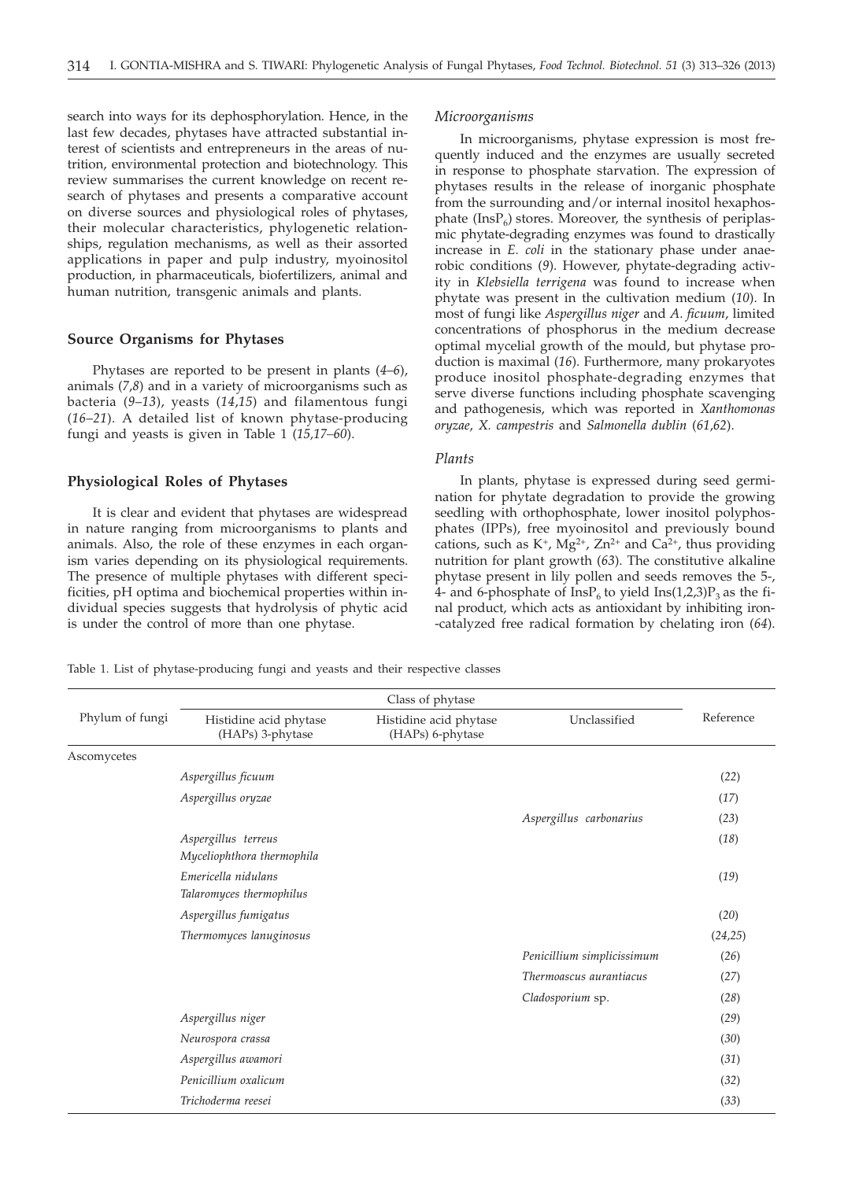search into ways for its dephosphorylation. Hence, in the last few decades, phytases have attracted substantial interest of scientists and entrepreneurs in the areas of nutrition, environmental protection and biotechnology. This review summarises the current knowledge on recent research of phytases and presents a comparative account on diverse sources and physiological roles of phytases, their molecular characteristics, phylogenetic relationships, regulation mechanisms, as well as their assorted applications in paper and pulp industry, myoinositol production, in pharmaceuticals, biofertilizers, animal and human nutrition, transgenic animals and plants.

## Source Organisms for Phytases

Phytases are reported to be present in plants (*4–6*), animals (*7,8*) and in a variety of microorganisms such as bacteria (*9–13*), yeasts (*14,15*) and filamentous fungi (*16–21*). A detailed list of known phytase-producing fungi and yeasts is given in Table 1 (*15,17–60*).

## Physiological Roles of Phytases

It is clear and evident that phytases are widespread in nature ranging from microorganisms to plants and animals. Also, the role of these enzymes in each organism varies depending on its physiological requirements. The presence of multiple phytases with different specificities, pH optima and biochemical properties within individual species suggests that hydrolysis of phytic acid is under the control of more than one phytase.

### *Microorganisms*

In microorganisms, phytase expression is most frequently induced and the enzymes are usually secreted in response to phosphate starvation. The expression of phytases results in the release of inorganic phosphate from the surrounding and/or internal inositol hexaphosphate ($InsP_6$) stores. Moreover, the synthesis of periplasmic phytate-degrading enzymes was found to drastically increase in *E. coli* in the stationary phase under anaerobic conditions (*9*). However, phytate-degrading activity in *Klebsiella terrigena* was found to increase when phytate was present in the cultivation medium (*10*). In most of fungi like *Aspergillus niger* and *A. ficuum*, limited concentrations of phosphorus in the medium decrease optimal mycelial growth of the mould, but phytase production is maximal (*16*). Furthermore, many prokaryotes produce inositol phosphate-degrading enzymes that serve diverse functions including phosphate scavenging and pathogenesis, which was reported in *Xanthomonas oryzae*, *X. campestris* and *Salmonella dublin* (*61,62*).

### *Plants*

In plants, phytase is expressed during seed germination for phytate degradation to provide the growing seedling with orthophosphate, lower inositol polyphosphates (IPPs), free myoinositol and previously bound cations, such as $K^+$, $Mg^{2+}$, $Zn^{2+}$ and $Ca^{2+}$, thus providing nutrition for plant growth (*63*). The constitutive alkaline phytase present in lily pollen and seeds removes the 5-, 4- and 6-phosphate of $InsP_6$ to yield $Ins(1,2,3)P_3$ as the final product, which acts as antioxidant by inhibiting iron-catalyzed free radical formation by chelating iron (*64*).

Table 1. List of phytase-producing fungi and yeasts and their respective classes

| Phylum of fungi | Class of phytase | | | Reference |
|---|---|---|---|---|
| | Histidine acid phytase (HAPs) 3-phytase | Histidine acid phytase (HAPs) 6-phytase | Unclassified | |
| Ascomycetes | | | | |
| | *Aspergillus ficuum* | | | (*22*) |
| | *Aspergillus oryzae* | | | (*17*) |
| | | | *Aspergillus carbonarius* | (*23*) |
| | *Aspergillus terreus* *Myceliophthora thermophila* | | | (*18*) |
| | *Emericella nidulans* *Talaromyces thermophilus* | | | (*19*) |
| | *Aspergillus fumigatus* | | | (*20*) |
| | *Thermomyces lanuginosus* | | | (*24,25*) |
| | | | *Penicillium simplicissimum* | (*26*) |
| | | | *Thermoascus aurantiacus* | (*27*) |
| | | | *Cladosporium* sp. | (*28*) |
| | *Aspergillus niger* | | | (*29*) |
| | *Neurospora crassa* | | | (*30*) |
| | *Aspergillus awamori* | | | (*31*) |
| | *Penicillium oxalicum* | | | (*32*) |
| | *Trichoderma reesei* | | | (*33*) |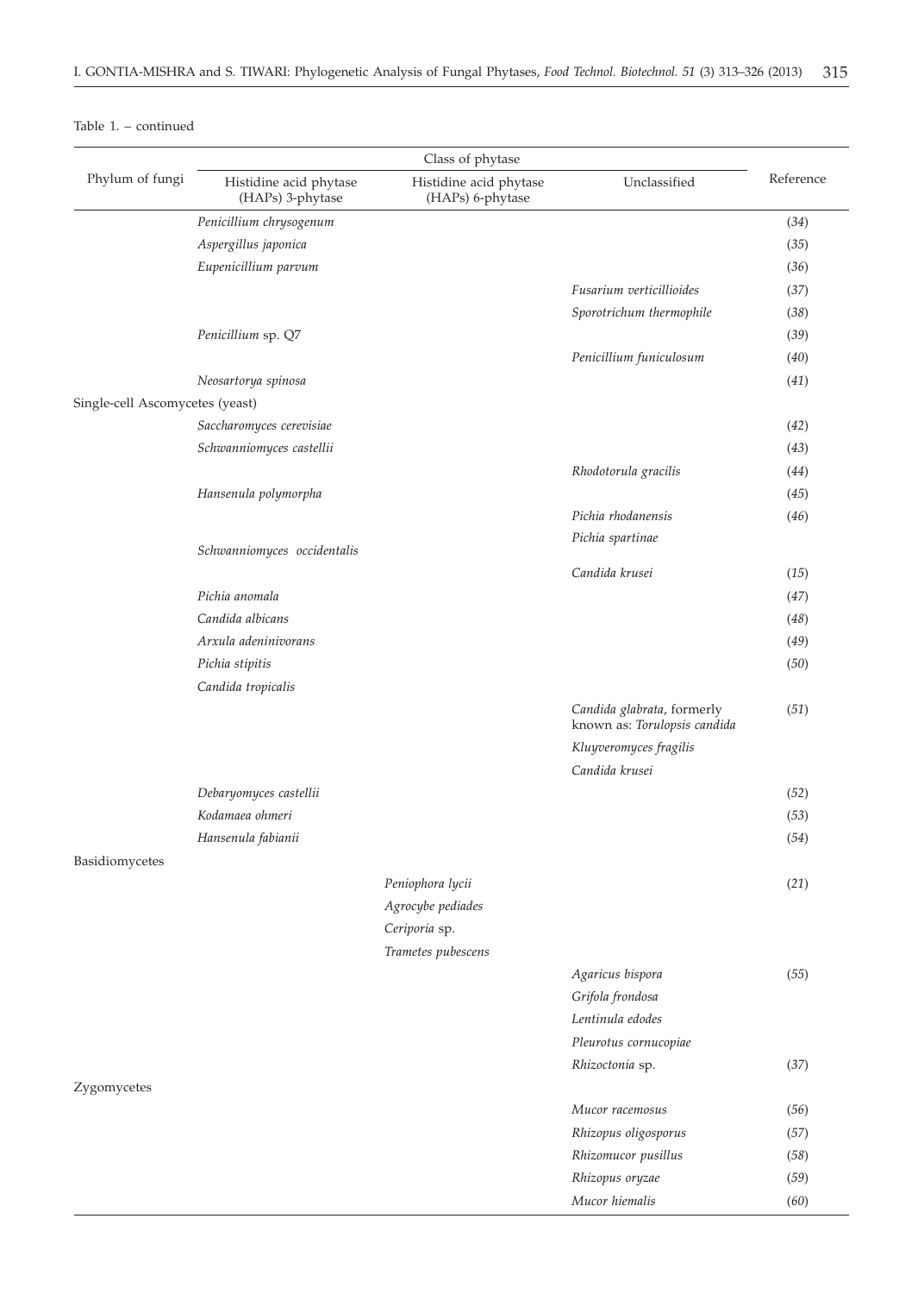Table 1. – continued

| Phylum of fungi | Class of phytase | | | Reference |
|---|---|---|---|---|
| | Histidine acid phytase (HAPs) 3-phytase | Histidine acid phytase (HAPs) 6-phytase | Unclassified | |
| | *Penicillium chrysogenum* | | | (*34*) |
| | *Aspergillus japonica* | | | (*35*) |
| | *Eupenicillium parvum* | | | (*36*) |
| | | | *Fusarium verticillioides* | (*37*) |
| | | | *Sporotrichum thermophile* | (*38*) |
| | *Penicillium* sp. Q7 | | | (*39*) |
| | | | *Penicillium funiculosum* | (*40*) |
| | *Neosartorya spinosa* | | | (*41*) |
| Single-cell Ascomycetes (yeast) | | | | |
| | *Saccharomyces cerevisiae* | | | (*42*) |
| | *Schwanniomyces castellii* | | | (*43*) |
| | | | *Rhodotorula gracilis* | (*44*) |
| | *Hansenula polymorpha* | | | (*45*) |
| | | | *Pichia rhodanensis* | (*46*) |
| | | | *Pichia spartinae* | |
| | *Schwanniomyces occidentalis* | | | |
| | | | *Candida krusei* | (*15*) |
| | *Pichia anomala* | | | (*47*) |
| | *Candida albicans* | | | (*48*) |
| | *Arxula adeninivorans* | | | (*49*) |
| | *Pichia stipitis* | | | (*50*) |
| | *Candida tropicalis* | | | |
| | | | *Candida glabrata*, formerly known as: *Torulopsis candida* | (*51*) |
| | | | *Kluyveromyces fragilis* | |
| | | | *Candida krusei* | |
| | *Debaryomyces castellii* | | | (*52*) |
| | *Kodamaea ohmeri* | | | (*53*) |
| | *Hansenula fabianii* | | | (*54*) |
| Basidiomycetes | | | | |
| | | *Peniophora lycii* | | (*21*) |
| | | *Agrocybe pediades* | | |
| | | *Ceriporia* sp. | | |
| | | *Trametes pubescens* | | |
| | | | *Agaricus bispora* | (*55*) |
| | | | *Grifola frondosa* | |
| | | | *Lentinula edodes* | |
| | | | *Pleurotus cornucopiae* | |
| | | | *Rhizoctonia* sp. | (*37*) |
| Zygomycetes | | | | |
| | | | *Mucor racemosus* | (*56*) |
| | | | *Rhizopus oligosporus* | (*57*) |
| | | | *Rhizomucor pusillus* | (*58*) |
| | | | *Rhizopus oryzae* | (*59*) |
| | | | *Mucor hiemalis* | (*60*) |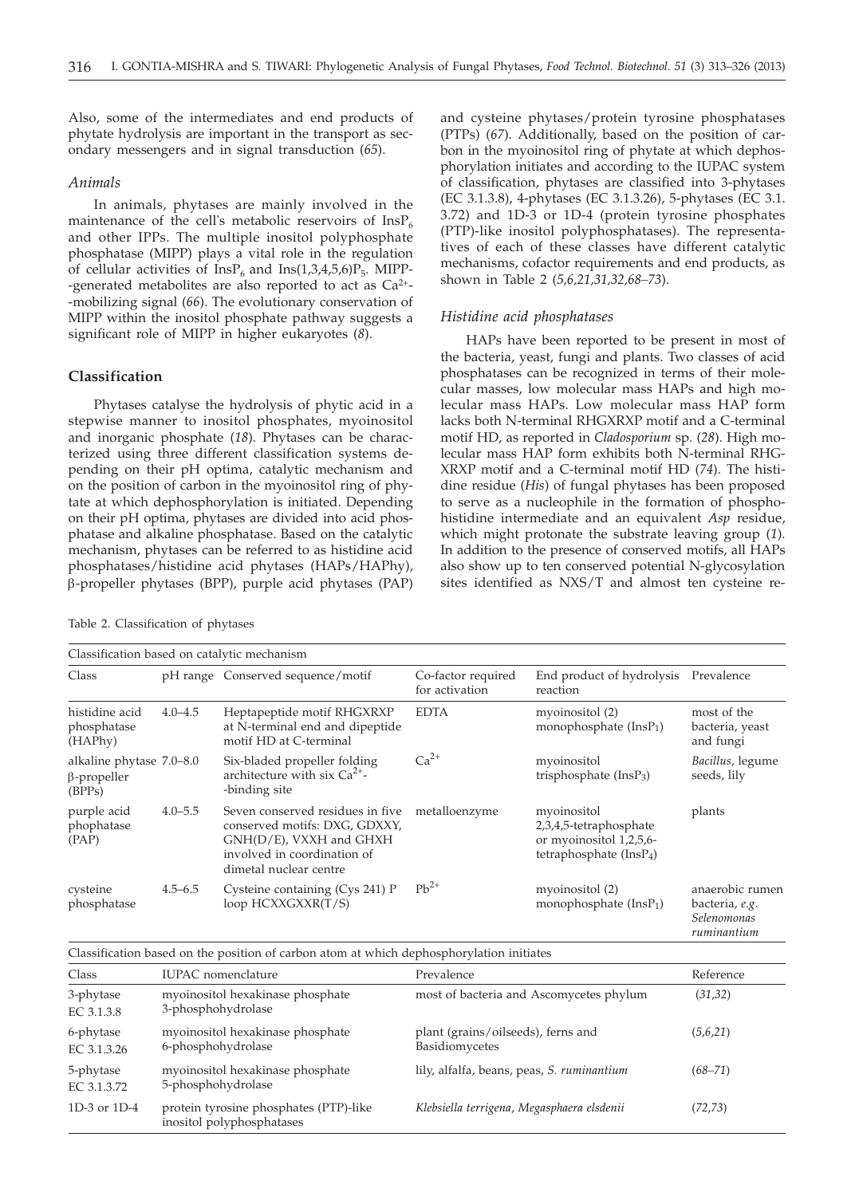Also, some of the intermediates and end products of phytate hydrolysis are important in the transport as secondary messengers and in signal transduction (*65*).

### *Animals*

In animals, phytases are mainly involved in the maintenance of the cell's metabolic reservoirs of $InsP_6$ and other IPPs. The multiple inositol polyphosphate phosphatase (MIPP) plays a vital role in the regulation of cellular activities of $InsP_6$ and $Ins(1,3,4,5,6)P_5$. MIPP-generated metabolites are also reported to act as $Ca^{2+}$-mobilizing signal (*66*). The evolutionary conservation of MIPP within the inositol phosphate pathway suggests a significant role of MIPP in higher eukaryotes (*8*).

## **Classification**

Phytases catalyse the hydrolysis of phytic acid in a stepwise manner to inositol phosphates, myoinositol and inorganic phosphate (*18*). Phytases can be characterized using three different classification systems depending on their pH optima, catalytic mechanism and on the position of carbon in the myoinositol ring of phytate at which dephosphorylation is initiated. Depending on their pH optima, phytases are divided into acid phosphatase and alkaline phosphatase. Based on the catalytic mechanism, phytases can be referred to as histidine acid phosphatases/histidine acid phytases (HAPs/HAPhy), β-propeller phytases (BPP), purple acid phytases (PAP) and cysteine phytases/protein tyrosine phosphatases (PTPs) (*67*). Additionally, based on the position of carbon in the myoinositol ring of phytate at which dephosphorylation initiates and according to the IUPAC system of classification, phytases are classified into 3-phytases (EC 3.1.3.8), 4-phytases (EC 3.1.3.26), 5-phytases (EC 3.1.3.72) and 1D-3 or 1D-4 (protein tyrosine phosphates (PTP)-like inositol polyphosphatases). The representatives of each of these classes have different catalytic mechanisms, cofactor requirements and end products, as shown in Table 2 (*5,6,21,31,32,68–73*).

### *Histidine acid phosphatases*

HAPs have been reported to be present in most of the bacteria, yeast, fungi and plants. Two classes of acid phosphatases can be recognized in terms of their molecular masses, low molecular mass HAPs and high molecular mass HAPs. Low molecular mass HAP form lacks both N-terminal RHGXRXP motif and a C-terminal motif HD, as reported in *Cladosporium* sp. (*28*). High molecular mass HAP form exhibits both N-terminal RHGXRXP motif and a C-terminal motif HD (*74*). The histidine residue (*His*) of fungal phytases has been proposed to serve as a nucleophile in the formation of phosphohistidine intermediate and an equivalent *Asp* residue, which might protonate the substrate leaving group (*1*). In addition to the presence of conserved motifs, all HAPs also show up to ten conserved potential N-glycosylation sites identified as NXS/T and almost ten cysteine re-

Table 2. Classification of phytases

| Classification based on catalytic mechanism | | | | | |
|---|---|---|---|---|---|
| Class | pH range | Conserved sequence/motif | Co-factor required for activation | End product of hydrolysis reaction | Prevalence |
| histidine acid phosphatase (HAPhy) | 4.0–4.5 | Heptapeptide motif RHGXRXP at N-terminal end and dipeptide motif HD at C-terminal | EDTA | myoinositol (2) monophosphate ($InsP_1$) | most of the bacteria, yeast and fungi |
| alkaline phytase β-propeller (BPPs) | 7.0–8.0 | Six-bladed propeller folding architecture with six $Ca^{2+}$-binding site | $Ca^{2+}$ | myoinositol trisphosphate ($InsP_3$) | *Bacillus*, legume seeds, lily |
| purple acid phophatase (PAP) | 4.0–5.5 | Seven conserved residues in five conserved motifs: DXG, GDXXY, GNH(D/E), VXXH and GHXH involved in coordination of dimetal nuclear centre | metalloenzyme | myoinositol 2,3,4,5-tetraphosphate or myoinositol 1,2,5,6-tetraphosphate ($InsP_4$) | plants |
| cysteine phosphatase | 4.5–6.5 | Cysteine containing (Cys 241) P loop HCXXGXXR(T/S) | $Pb^{2+}$ | myoinositol (2) monophosphate ($InsP_1$) | anaerobic rumen bacteria, *e.g. Selenomonas ruminantium* |

| Classification based on the position of carbon atom at which dephosphorylation initiates | | | |
|---|---|---|---|
| Class | IUPAC nomenclature | Prevalence | Reference |
| 3-phytase EC 3.1.3.8 | myoinositol hexakinase phosphate 3-phosphohydrolase | most of bacteria and Ascomycetes phylum | (*31,32*) |
| 6-phytase EC 3.1.3.26 | myoinositol hexakinase phosphate 6-phosphohydrolase | plant (grains/oilseeds), ferns and Basidiomycetes | (*5,6,21*) |
| 5-phytase EC 3.1.3.72 | myoinositol hexakinase phosphate 5-phosphohydrolase | lily, alfalfa, beans, peas, *S. ruminantium* | (*68–71*) |
| 1D-3 or 1D-4 | protein tyrosine phosphates (PTP)-like inositol polyphosphatases | *Klebsiella terrigena*, *Megasphaera elsdenii* | (*72,73*) |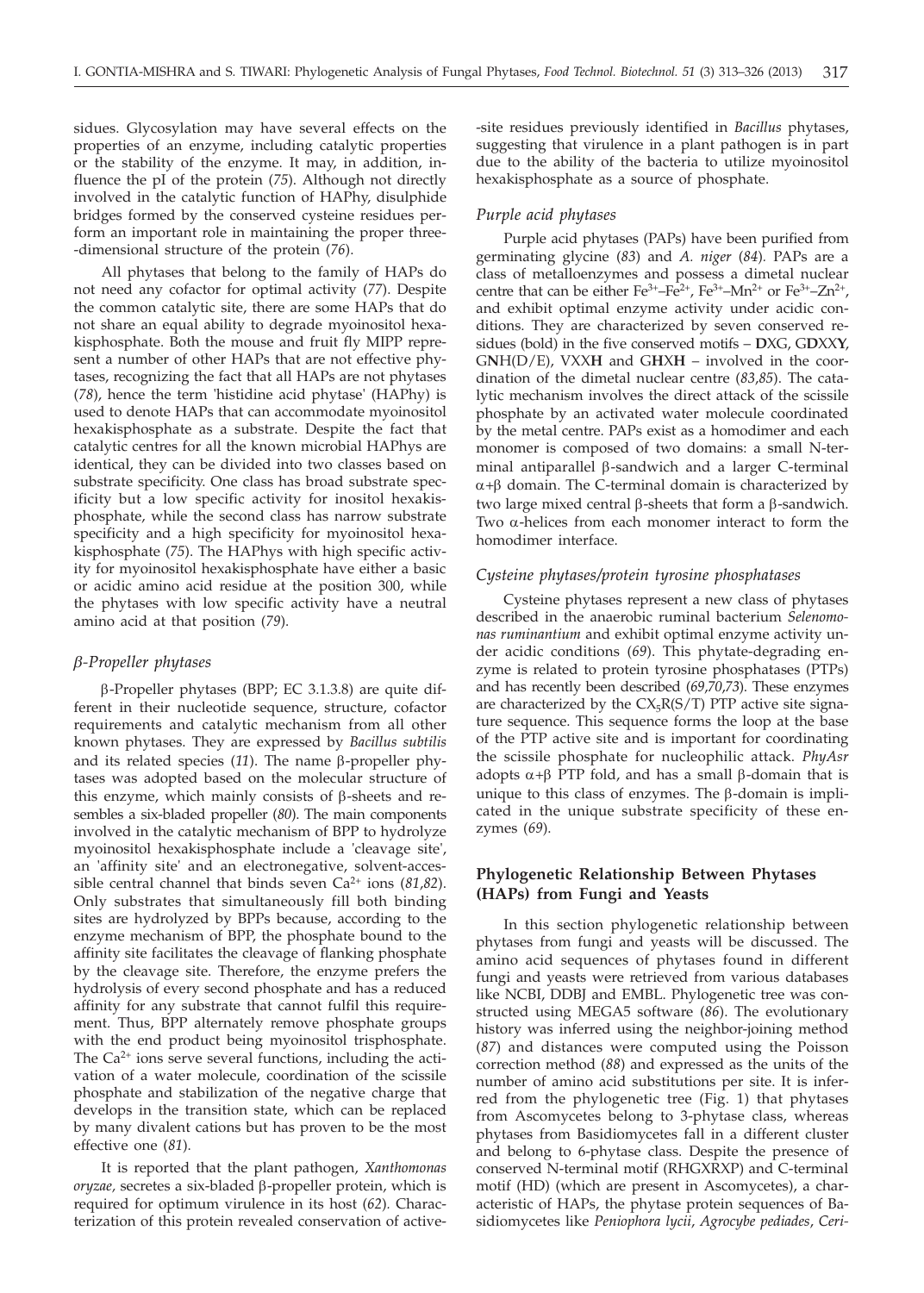sidues. Glycosylation may have several effects on the properties of an enzyme, including catalytic properties or the stability of the enzyme. It may, in addition, influence the pI of the protein (*75*). Although not directly involved in the catalytic function of HAPhy, disulphide bridges formed by the conserved cysteine residues perform an important role in maintaining the proper three-dimensional structure of the protein (*76*).

All phytases that belong to the family of HAPs do not need any cofactor for optimal activity (*77*). Despite the common catalytic site, there are some HAPs that do not share an equal ability to degrade myoinositol hexakisphosphate. Both the mouse and fruit fly MIPP represent a number of other HAPs that are not effective phytases, recognizing the fact that all HAPs are not phytases (*78*), hence the term 'histidine acid phytase' (HAPhy) is used to denote HAPs that can accommodate myoinositol hexakisphosphate as a substrate. Despite the fact that catalytic centres for all the known microbial HAPhys are identical, they can be divided into two classes based on substrate specificity. One class has broad substrate specificity but a low specific activity for inositol hexakisphosphate, while the second class has narrow substrate specificity and a high specificity for myoinositol hexakisphosphate (*75*). The HAPhys with high specific activity for myoinositol hexakisphosphate have either a basic or acidic amino acid residue at the position 300, while the phytases with low specific activity have a neutral amino acid at that position (*79*).

### *β-Propeller phytases*

β-Propeller phytases (BPP; EC 3.1.3.8) are quite different in their nucleotide sequence, structure, cofactor requirements and catalytic mechanism from all other known phytases. They are expressed by *Bacillus subtilis* and its related species (*11*). The name β-propeller phytases was adopted based on the molecular structure of this enzyme, which mainly consists of β-sheets and resembles a six-bladed propeller (*80*). The main components involved in the catalytic mechanism of BPP to hydrolyze myoinositol hexakisphosphate include a 'cleavage site', an 'affinity site' and an electronegative, solvent-accessible central channel that binds seven $Ca^{2+}$ ions (*81,82*). Only substrates that simultaneously fill both binding sites are hydrolyzed by BPPs because, according to the enzyme mechanism of BPP, the phosphate bound to the affinity site facilitates the cleavage of flanking phosphate by the cleavage site. Therefore, the enzyme prefers the hydrolysis of every second phosphate and has a reduced affinity for any substrate that cannot fulfil this requirement. Thus, BPP alternately remove phosphate groups with the end product being myoinositol trisphosphate. The $Ca^{2+}$ ions serve several functions, including the activation of a water molecule, coordination of the scissile phosphate and stabilization of the negative charge that develops in the transition state, which can be replaced by many divalent cations but has proven to be the most effective one (*81*).

It is reported that the plant pathogen, *Xanthomonas oryzae*, secretes a six-bladed β-propeller protein, which is required for optimum virulence in its host (*62*). Characterization of this protein revealed conservation of active-site residues previously identified in *Bacillus* phytases, suggesting that virulence in a plant pathogen is in part due to the ability of the bacteria to utilize myoinositol hexakisphosphate as a source of phosphate.

### *Purple acid phytases*

Purple acid phytases (PAPs) have been purified from germinating glycine (*83*) and *A. niger* (*84*). PAPs are a class of metalloenzymes and possess a dimetal nuclear centre that can be either $Fe^{3+}$–$Fe^{2+}$, $Fe^{3+}$–$Mn^{2+}$ or $Fe^{3+}$–$Zn^{2+}$, and exhibit optimal enzyme activity under acidic conditions. They are characterized by seven conserved residues (bold) in the five conserved motifs – **D**XG, G**D**XX**Y**, G**N**H(D/E), VXX**H** and G**H**X**H** – involved in the coordination of the dimetal nuclear centre (*83,85*). The catalytic mechanism involves the direct attack of the scissile phosphate by an activated water molecule coordinated by the metal centre. PAPs exist as a homodimer and each monomer is composed of two domains: a small N-terminal antiparallel β-sandwich and a larger C-terminal α+β domain. The C-terminal domain is characterized by two large mixed central β-sheets that form a β-sandwich. Two α-helices from each monomer interact to form the homodimer interface.

### *Cysteine phytases/protein tyrosine phosphatases*

Cysteine phytases represent a new class of phytases described in the anaerobic ruminal bacterium *Selenomonas ruminantium* and exhibit optimal enzyme activity under acidic conditions (*69*). This phytate-degrading enzyme is related to protein tyrosine phosphatases (PTPs) and has recently been described (*69,70,73*). These enzymes are characterized by the $CX_5R(S/T)$ PTP active site signature sequence. This sequence forms the loop at the base of the PTP active site and is important for coordinating the scissile phosphate for nucleophilic attack. *PhyAsr* adopts α+β PTP fold, and has a small β-domain that is unique to this class of enzymes. The β-domain is implicated in the unique substrate specificity of these enzymes (*69*).

## Phylogenetic Relationship Between Phytases (HAPs) from Fungi and Yeasts

In this section phylogenetic relationship between phytases from fungi and yeasts will be discussed. The amino acid sequences of phytases found in different fungi and yeasts were retrieved from various databases like NCBI, DDBJ and EMBL. Phylogenetic tree was constructed using MEGA5 software (*86*). The evolutionary history was inferred using the neighbor-joining method (*87*) and distances were computed using the Poisson correction method (*88*) and expressed as the units of the number of amino acid substitutions per site. It is inferred from the phylogenetic tree (Fig. 1) that phytases from Ascomycetes belong to 3-phytase class, whereas phytases from Basidiomycetes fall in a different cluster and belong to 6-phytase class. Despite the presence of conserved N-terminal motif (RHGXRXP) and C-terminal motif (HD) (which are present in Ascomycetes), a characteristic of HAPs, the phytase protein sequences of Basidiomycetes like *Peniophora lycii*, *Agrocybe pediades*, *Ceri-*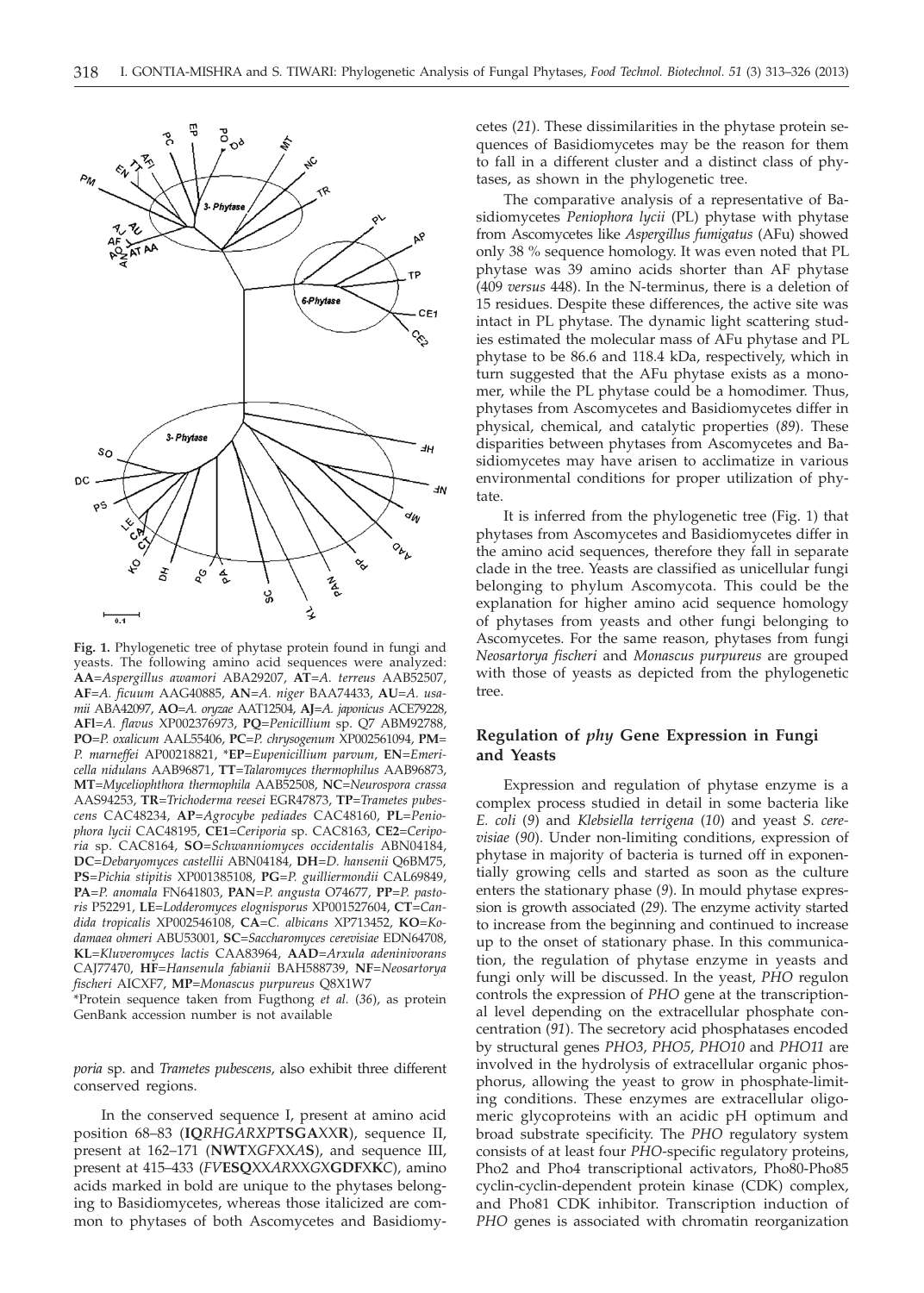**Fig. 1.** Phylogenetic tree of phytase protein found in fungi and yeasts. The following amino acid sequences were analyzed: **AA**=*Aspergillus awamori* ABA29207, **AT**=*A. terreus* AAB52507, **AF**=*A. ficuum* AAG40885, **AN**=*A. niger* BAA74433, **AU**=*A. usamii* ABA42097, **AO**=*A. oryzae* AAT12504, **AJ**=*A. japonicus* ACE79228, **AFl**=*A. flavus* XP002376973, **PQ**=*Penicillium* sp. Q7 ABM92788, **PO**=*P. oxalicum* AAL55406, **PC**=*P. chrysogenum* XP002561094, **PM**= *P. marneffei* AP00218821, \***EP**=*Eupenicillium parvum*, **EN**=*Emericella nidulans* AAB96871, **TT**=*Talaromyces thermophilus* AAB96873, **MT**=*Myceliophthora thermophila* AAB52508, **NC**=*Neurospora crassa* AAS94253, **TR**=*Trichoderma reesei* EGR47873, **TP**=*Trametes pubescens* CAC48234, **AP**=*Agrocybe pediades* CAC48160, **PL**=*Peniophora lycii* CAC48195, **CE1**=*Ceriporia* sp. CAC8163, **CE2**=*Ceriporia* sp. CAC8164, **SO**=*Schwanniomyces occidentalis* ABN04184, **DC**=*Debaryomyces castellii* ABN04184, **DH**=*D. hansenii* Q6BM75, **PS**=*Pichia stipitis* XP001385108, **PG**=*P. guilliermondii* CAL69849, **PA**=*P. anomala* FN641803, **PAN**=*P. angusta* O74677, **PP**=*P. pastoris* P52291, **LE**=*Lodderomyces elognisporus* XP001527604, **CT**=*Candida tropicalis* XP002546108, **CA**=*C. albicans* XP713452, **KO**=*Kodamaea ohmeri* ABU53001, **SC**=*Saccharomyces cerevisiae* EDN64708, **KL**=*Kluveromyces lactis* CAA83964, **AAD**=*Arxula adeninivorans* CAJ77470, **HF**=*Hansenula fabianii* BAH588739, **NF**=*Neosartorya fischeri* AICXF7, **MP**=*Monascus purpureus* Q8X1W7

\*Protein sequence taken from Fugthong *et al.* (*36*), as protein GenBank accession number is not available

*poria* sp. and *Trametes pubescens*, also exhibit three different conserved regions.

In the conserved sequence I, present at amino acid position 68–83 (**IQ***RHGARXP***TSGA***XX***R**), sequence II, present at 162–171 (**NWT***XGFXXA***S**), and sequence III, present at 415–433 (*FV***ESQ***XXARXXGX***GDF***X***K***C*), amino acids marked in bold are unique to the phytases belonging to Basidiomycetes, whereas those italicized are common to phytases of both Ascomycetes and Basidiomycetes (*21*). These dissimilarities in the phytase protein sequences of Basidiomycetes may be the reason for them to fall in a different cluster and a distinct class of phytases, as shown in the phylogenetic tree.

The comparative analysis of a representative of Basidiomycetes *Peniophora lycii* (PL) phytase with phytase from Ascomycetes like *Aspergillus fumigatus* (AFu) showed only 38 % sequence homology. It was even noted that PL phytase was 39 amino acids shorter than AF phytase (409 *versus* 448). In the N-terminus, there is a deletion of 15 residues. Despite these differences, the active site was intact in PL phytase. The dynamic light scattering studies estimated the molecular mass of AFu phytase and PL phytase to be 86.6 and 118.4 kDa, respectively, which in turn suggested that the AFu phytase exists as a monomer, while the PL phytase could be a homodimer. Thus, phytases from Ascomycetes and Basidiomycetes differ in physical, chemical, and catalytic properties (*89*). These disparities between phytases from Ascomycetes and Basidiomycetes may have arisen to acclimatize in various environmental conditions for proper utilization of phytate.

It is inferred from the phylogenetic tree (Fig. 1) that phytases from Ascomycetes and Basidiomycetes differ in the amino acid sequences, therefore they fall in separate clade in the tree. Yeasts are classified as unicellular fungi belonging to phylum Ascomycota. This could be the explanation for higher amino acid sequence homology of phytases from yeasts and other fungi belonging to Ascomycetes. For the same reason, phytases from fungi *Neosartorya fischeri* and *Monascus purpureus* are grouped with those of yeasts as depicted from the phylogenetic tree.

## Regulation of *phy* Gene Expression in Fungi and Yeasts

Expression and regulation of phytase enzyme is a complex process studied in detail in some bacteria like *E. coli* (*9*) and *Klebsiella terrigena* (*10*) and yeast *S. cerevisiae* (*90*). Under non-limiting conditions, expression of phytase in majority of bacteria is turned off in exponentially growing cells and started as soon as the culture enters the stationary phase (*9*). In mould phytase expression is growth associated (*29*). The enzyme activity started to increase from the beginning and continued to increase up to the onset of stationary phase. In this communication, the regulation of phytase enzyme in yeasts and fungi only will be discussed. In the yeast, *PHO* regulon controls the expression of *PHO* gene at the transcriptional level depending on the extracellular phosphate concentration (*91*). The secretory acid phosphatases encoded by structural genes *PHO3*, *PHO5*, *PHO10* and *PHO11* are involved in the hydrolysis of extracellular organic phosphorus, allowing the yeast to grow in phosphate-limiting conditions. These enzymes are extracellular oligomeric glycoproteins with an acidic pH optimum and broad substrate specificity. The *PHO* regulatory system consists of at least four *PHO*-specific regulatory proteins, Pho2 and Pho4 transcriptional activators, Pho80-Pho85 cyclin-cyclin-dependent protein kinase (CDK) complex, and Pho81 CDK inhibitor. Transcription induction of *PHO* genes is associated with chromatin reorganization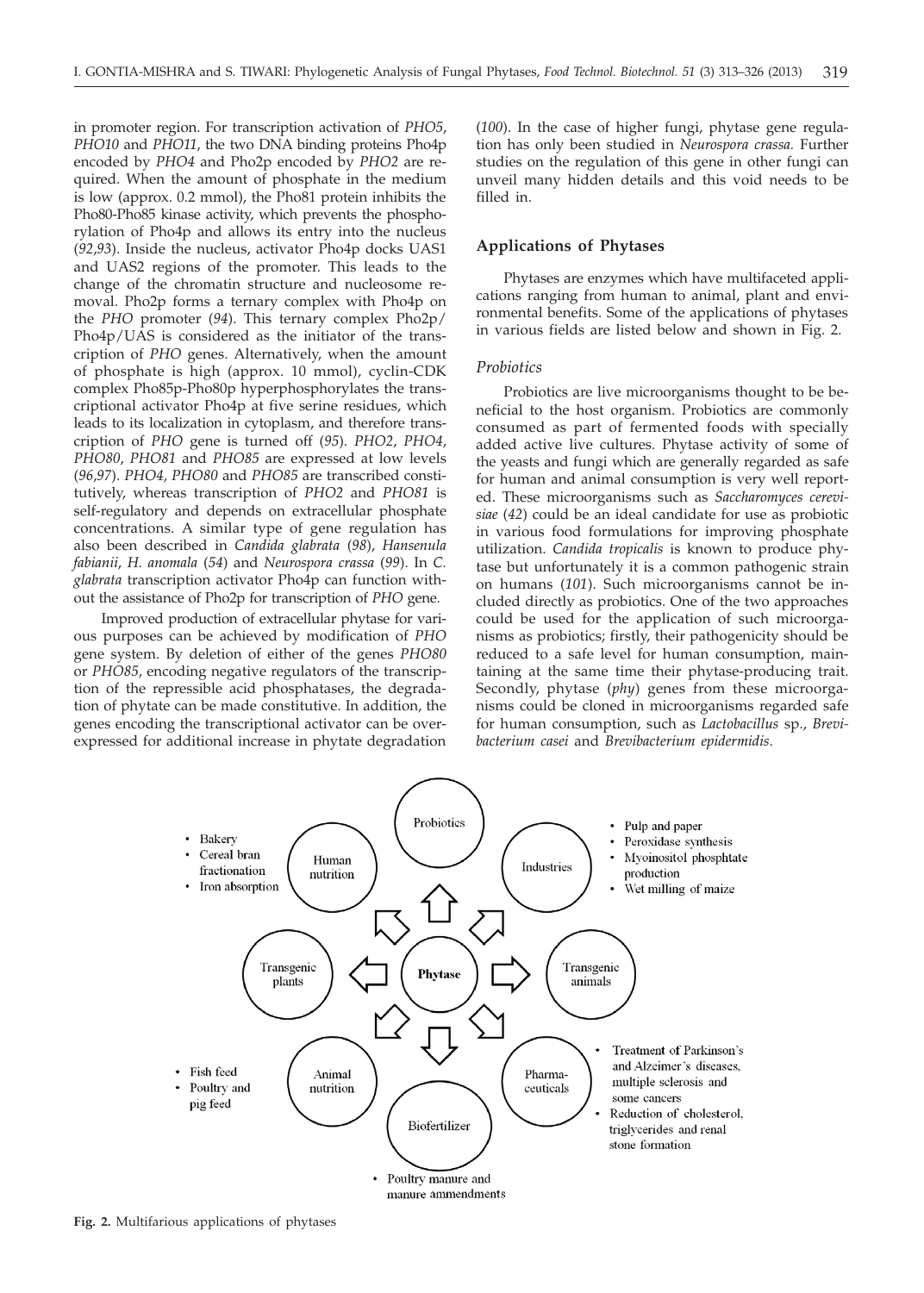in promoter region. For transcription activation of *PHO5*, *PHO10* and *PHO11*, the two DNA binding proteins Pho4p encoded by *PHO4* and Pho2p encoded by *PHO2* are required. When the amount of phosphate in the medium is low (approx. 0.2 mmol), the Pho81 protein inhibits the Pho80-Pho85 kinase activity, which prevents the phosphorylation of Pho4p and allows its entry into the nucleus (*92,93*). Inside the nucleus, activator Pho4p docks UAS1 and UAS2 regions of the promoter. This leads to the change of the chromatin structure and nucleosome removal. Pho2p forms a ternary complex with Pho4p on the *PHO* promoter (*94*). This ternary complex Pho2p/Pho4p/UAS is considered as the initiator of the transcription of *PHO* genes. Alternatively, when the amount of phosphate is high (approx. 10 mmol), cyclin-CDK complex Pho85p-Pho80p hyperphosphorylates the transcriptional activator Pho4p at five serine residues, which leads to its localization in cytoplasm, and therefore transcription of *PHO* gene is turned off (*95*). *PHO2*, *PHO4*, *PHO80*, *PHO81* and *PHO85* are expressed at low levels (*96,97*). *PHO4*, *PHO80* and *PHO85* are transcribed constitutively, whereas transcription of *PHO2* and *PHO81* is self-regulatory and depends on extracellular phosphate concentrations. A similar type of gene regulation has also been described in *Candida glabrata* (*98*), *Hansenula fabianii*, *H. anomala* (*54*) and *Neurospora crassa* (*99*). In *C. glabrata* transcription activator Pho4p can function without the assistance of Pho2p for transcription of *PHO* gene.

Improved production of extracellular phytase for various purposes can be achieved by modification of *PHO* gene system. By deletion of either of the genes *PHO80* or *PHO85*, encoding negative regulators of the transcription of the repressible acid phosphatases, the degradation of phytate can be made constitutive. In addition, the genes encoding the transcriptional activator can be overexpressed for additional increase in phytate degradation (*100*). In the case of higher fungi, phytase gene regulation has only been studied in *Neurospora crassa.* Further studies on the regulation of this gene in other fungi can unveil many hidden details and this void needs to be filled in.

## Applications of Phytases

Phytases are enzymes which have multifaceted applications ranging from human to animal, plant and environmental benefits. Some of the applications of phytases in various fields are listed below and shown in Fig. 2.

### *Probiotics*

Probiotics are live microorganisms thought to be beneficial to the host organism. Probiotics are commonly consumed as part of fermented foods with specially added active live cultures. Phytase activity of some of the yeasts and fungi which are generally regarded as safe for human and animal consumption is very well reported. These microorganisms such as *Saccharomyces cerevisiae* (*42*) could be an ideal candidate for use as probiotic in various food formulations for improving phosphate utilization. *Candida tropicalis* is known to produce phytase but unfortunately it is a common pathogenic strain on humans (*101*). Such microorganisms cannot be included directly as probiotics. One of the two approaches could be used for the application of such microorganisms as probiotics; firstly, their pathogenicity should be reduced to a safe level for human consumption, maintaining at the same time their phytase-producing trait. Secondly, phytase (*phy*) genes from these microorganisms could be cloned in microorganisms regarded safe for human consumption, such as *Lactobacillus* sp., *Brevibacterium casei* and *Brevibacterium epidermidis.*

**Fig. 2.** Multifarious applications of phytases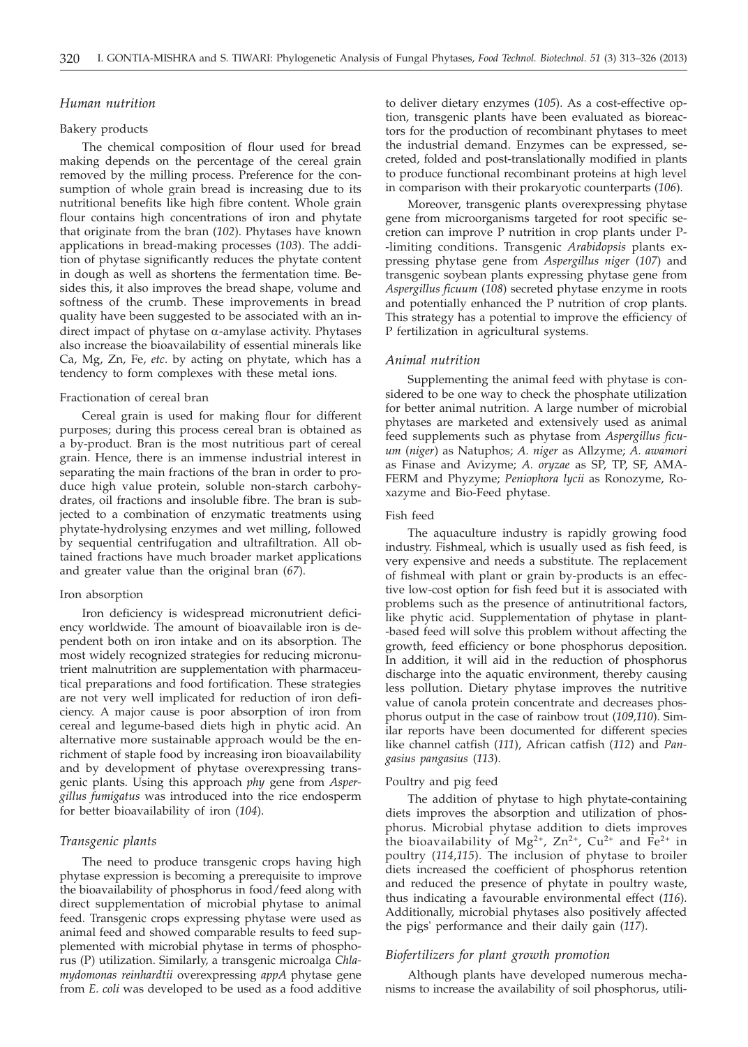### *Human nutrition*

#### Bakery products

The chemical composition of flour used for bread making depends on the percentage of the cereal grain removed by the milling process. Preference for the consumption of whole grain bread is increasing due to its nutritional benefits like high fibre content. Whole grain flour contains high concentrations of iron and phytate that originate from the bran (*102*). Phytases have known applications in bread-making processes (*103*). The addition of phytase significantly reduces the phytate content in dough as well as shortens the fermentation time. Besides this, it also improves the bread shape, volume and softness of the crumb. These improvements in bread quality have been suggested to be associated with an indirect impact of phytase on α-amylase activity. Phytases also increase the bioavailability of essential minerals like Ca, Mg, Zn, Fe, *etc.* by acting on phytate, which has a tendency to form complexes with these metal ions.

#### Fractionation of cereal bran

Cereal grain is used for making flour for different purposes; during this process cereal bran is obtained as a by-product. Bran is the most nutritious part of cereal grain. Hence, there is an immense industrial interest in separating the main fractions of the bran in order to produce high value protein, soluble non-starch carbohydrates, oil fractions and insoluble fibre. The bran is subjected to a combination of enzymatic treatments using phytate-hydrolysing enzymes and wet milling, followed by sequential centrifugation and ultrafiltration. All obtained fractions have much broader market applications and greater value than the original bran (*67*).

#### Iron absorption

Iron deficiency is widespread micronutrient deficiency worldwide. The amount of bioavailable iron is dependent both on iron intake and on its absorption. The most widely recognized strategies for reducing micronutrient malnutrition are supplementation with pharmaceutical preparations and food fortification. These strategies are not very well implicated for reduction of iron deficiency. A major cause is poor absorption of iron from cereal and legume-based diets high in phytic acid. An alternative more sustainable approach would be the enrichment of staple food by increasing iron bioavailability and by development of phytase overexpressing transgenic plants. Using this approach *phy* gene from *Aspergillus fumigatus* was introduced into the rice endosperm for better bioavailability of iron (*104*).

### *Transgenic plants*

The need to produce transgenic crops having high phytase expression is becoming a prerequisite to improve the bioavailability of phosphorus in food/feed along with direct supplementation of microbial phytase to animal feed. Transgenic crops expressing phytase were used as animal feed and showed comparable results to feed supplemented with microbial phytase in terms of phosphorus (P) utilization. Similarly, a transgenic microalga *Chlamydomonas reinhardtii* overexpressing *appA* phytase gene from *E. coli* was developed to be used as a food additive to deliver dietary enzymes (*105*). As a cost-effective option, transgenic plants have been evaluated as bioreactors for the production of recombinant phytases to meet the industrial demand. Enzymes can be expressed, secreted, folded and post-translationally modified in plants to produce functional recombinant proteins at high level in comparison with their prokaryotic counterparts (*106*).

Moreover, transgenic plants overexpressing phytase gene from microorganisms targeted for root specific secretion can improve P nutrition in crop plants under P-limiting conditions. Transgenic *Arabidopsis* plants expressing phytase gene from *Aspergillus niger* (*107*) and transgenic soybean plants expressing phytase gene from *Aspergillus ficuum* (*108*) secreted phytase enzyme in roots and potentially enhanced the P nutrition of crop plants. This strategy has a potential to improve the efficiency of P fertilization in agricultural systems.

### *Animal nutrition*

Supplementing the animal feed with phytase is considered to be one way to check the phosphate utilization for better animal nutrition. A large number of microbial phytases are marketed and extensively used as animal feed supplements such as phytase from *Aspergillus ficuum* (*niger*) as Natuphos; *A. niger* as Allzyme; *A. awamori* as Finase and Avizyme; *A. oryzae* as SP, TP, SF, AMAFERM and Phyzyme; *Peniophora lycii* as Ronozyme, Roxazyme and Bio-Feed phytase.

#### Fish feed

The aquaculture industry is rapidly growing food industry. Fishmeal, which is usually used as fish feed, is very expensive and needs a substitute. The replacement of fishmeal with plant or grain by-products is an effective low-cost option for fish feed but it is associated with problems such as the presence of antinutritional factors, like phytic acid. Supplementation of phytase in plant-based feed will solve this problem without affecting the growth, feed efficiency or bone phosphorus deposition. In addition, it will aid in the reduction of phosphorus discharge into the aquatic environment, thereby causing less pollution. Dietary phytase improves the nutritive value of canola protein concentrate and decreases phosphorus output in the case of rainbow trout (*109,110*). Similar reports have been documented for different species like channel catfish (*111*), African catfish (*112*) and *Pangasius pangasius* (*113*).

#### Poultry and pig feed

The addition of phytase to high phytate-containing diets improves the absorption and utilization of phosphorus. Microbial phytase addition to diets improves the bioavailability of $Mg^{2+}$, $Zn^{2+}$, $Cu^{2+}$ and $Fe^{2+}$ in poultry (*114,115*). The inclusion of phytase to broiler diets increased the coefficient of phosphorus retention and reduced the presence of phytate in poultry waste, thus indicating a favourable environmental effect (*116*). Additionally, microbial phytases also positively affected the pigs' performance and their daily gain (*117*).

### *Biofertilizers for plant growth promotion*

Although plants have developed numerous mechanisms to increase the availability of soil phosphorus, utili-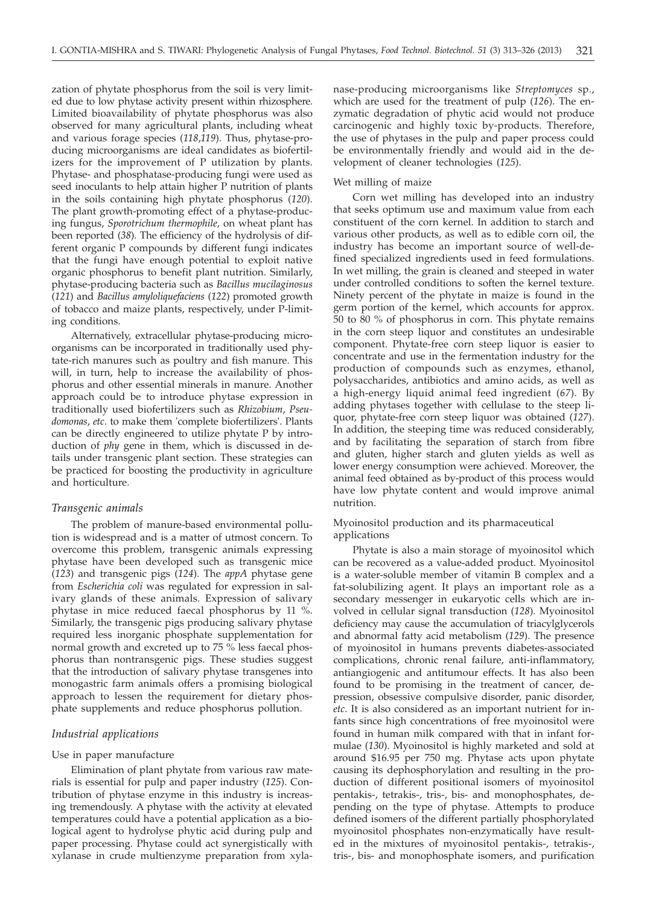zation of phytate phosphorus from the soil is very limited due to low phytase activity present within rhizosphere. Limited bioavailability of phytate phosphorus was also observed for many agricultural plants, including wheat and various forage species (*118,119*). Thus, phytase-producing microorganisms are ideal candidates as biofertilizers for the improvement of P utilization by plants. Phytase- and phosphatase-producing fungi were used as seed inoculants to help attain higher P nutrition of plants in the soils containing high phytate phosphorus (*120*). The plant growth-promoting effect of a phytase-producing fungus, *Sporotrichum thermophile*, on wheat plant has been reported (*38*). The efficiency of the hydrolysis of different organic P compounds by different fungi indicates that the fungi have enough potential to exploit native organic phosphorus to benefit plant nutrition. Similarly, phytase-producing bacteria such as *Bacillus mucilaginosus* (*121*) and *Bacillus amyloliquefaciens* (*122*) promoted growth of tobacco and maize plants, respectively, under P-limiting conditions.

Alternatively, extracellular phytase-producing microorganisms can be incorporated in traditionally used phytate-rich manures such as poultry and fish manure. This will, in turn, help to increase the availability of phosphorus and other essential minerals in manure. Another approach could be to introduce phytase expression in traditionally used biofertilizers such as *Rhizobium*, *Pseudomonas*, *etc*. to make them 'complete biofertilizers'. Plants can be directly engineered to utilize phytate P by introduction of *phy* gene in them, which is discussed in details under transgenic plant section. These strategies can be practiced for boosting the productivity in agriculture and horticulture.

### *Transgenic animals*

The problem of manure-based environmental pollution is widespread and is a matter of utmost concern. To overcome this problem, transgenic animals expressing phytase have been developed such as transgenic mice (*123*) and transgenic pigs (*124*). The *appA* phytase gene from *Escherichia coli* was regulated for expression in salivary glands of these animals. Expression of salivary phytase in mice reduced faecal phosphorus by 11 %. Similarly, the transgenic pigs producing salivary phytase required less inorganic phosphate supplementation for normal growth and excreted up to 75 % less faecal phosphorus than nontransgenic pigs. These studies suggest that the introduction of salivary phytase transgenes into monogastric farm animals offers a promising biological approach to lessen the requirement for dietary phosphate supplements and reduce phosphorus pollution.

### *Industrial applications*

#### Use in paper manufacture

Elimination of plant phytate from various raw materials is essential for pulp and paper industry (*125*). Contribution of phytase enzyme in this industry is increasing tremendously. A phytase with the activity at elevated temperatures could have a potential application as a biological agent to hydrolyse phytic acid during pulp and paper processing. Phytase could act synergistically with xylanase in crude multienzyme preparation from xylanase-producing microorganisms like *Streptomyces* sp., which are used for the treatment of pulp (*126*). The enzymatic degradation of phytic acid would not produce carcinogenic and highly toxic by-products. Therefore, the use of phytases in the pulp and paper process could be environmentally friendly and would aid in the development of cleaner technologies (*125*).

#### Wet milling of maize

Corn wet milling has developed into an industry that seeks optimum use and maximum value from each constituent of the corn kernel. In addition to starch and various other products, as well as to edible corn oil, the industry has become an important source of well-defined specialized ingredients used in feed formulations. In wet milling, the grain is cleaned and steeped in water under controlled conditions to soften the kernel texture. Ninety percent of the phytate in maize is found in the germ portion of the kernel, which accounts for approx. 50 to 80 % of phosphorus in corn. This phytate remains in the corn steep liquor and constitutes an undesirable component. Phytate-free corn steep liquor is easier to concentrate and use in the fermentation industry for the production of compounds such as enzymes, ethanol, polysaccharides, antibiotics and amino acids, as well as a high-energy liquid animal feed ingredient (*67*). By adding phytases together with cellulase to the steep liquor, phytate-free corn steep liquor was obtained (*127*). In addition, the steeping time was reduced considerably, and by facilitating the separation of starch from fibre and gluten, higher starch and gluten yields as well as lower energy consumption were achieved. Moreover, the animal feed obtained as by-product of this process would have low phytate content and would improve animal nutrition.

#### Myoinositol production and its pharmaceutical applications

Phytate is also a main storage of myoinositol which can be recovered as a value-added product. Myoinositol is a water-soluble member of vitamin B complex and a fat-solubilizing agent. It plays an important role as a secondary messenger in eukaryotic cells which are involved in cellular signal transduction (*128*). Myoinositol deficiency may cause the accumulation of triacylglycerols and abnormal fatty acid metabolism (*129*). The presence of myoinositol in humans prevents diabetes-associated complications, chronic renal failure, anti-inflammatory, antiangiogenic and antitumour effects. It has also been found to be promising in the treatment of cancer, depression, obsessive compulsive disorder, panic disorder, *etc*. It is also considered as an important nutrient for infants since high concentrations of free myoinositol were found in human milk compared with that in infant formulae (*130*). Myoinositol is highly marketed and sold at around $16.95 per 750 mg. Phytase acts upon phytate causing its dephosphorylation and resulting in the production of different positional isomers of myoinositol pentakis-, tetrakis-, tris-, bis- and monophosphates, depending on the type of phytase. Attempts to produce defined isomers of the different partially phosphorylated myoinositol phosphates non-enzymatically have resulted in the mixtures of myoinositol pentakis-, tetrakis-, tris-, bis- and monophosphate isomers, and purification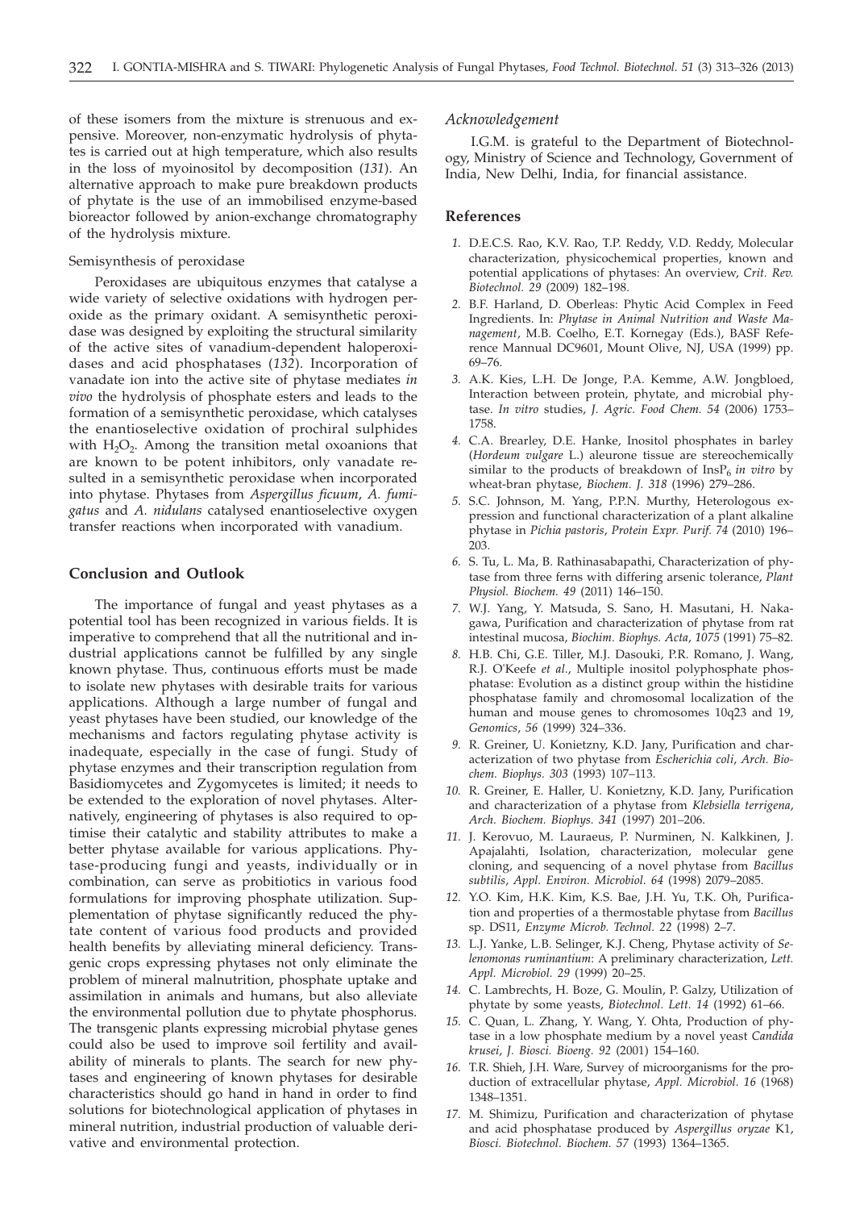of these isomers from the mixture is strenuous and expensive. Moreover, non-enzymatic hydrolysis of phytates is carried out at high temperature, which also results in the loss of myoinositol by decomposition (*131*). An alternative approach to make pure breakdown products of phytate is the use of an immobilised enzyme-based bioreactor followed by anion-exchange chromatography of the hydrolysis mixture.

Semisynthesis of peroxidase

Peroxidases are ubiquitous enzymes that catalyse a wide variety of selective oxidations with hydrogen peroxide as the primary oxidant. A semisynthetic peroxidase was designed by exploiting the structural similarity of the active sites of vanadium-dependent haloperoxidases and acid phosphatases (*132*). Incorporation of vanadate ion into the active site of phytase mediates *in vivo* the hydrolysis of phosphate esters and leads to the formation of a semisynthetic peroxidase, which catalyses the enantioselective oxidation of prochiral sulphides with $H_2O_2$. Among the transition metal oxoanions that are known to be potent inhibitors, only vanadate resulted in a semisynthetic peroxidase when incorporated into phytase. Phytases from *Aspergillus ficuum*, *A. fumigatus* and *A. nidulans* catalysed enantioselective oxygen transfer reactions when incorporated with vanadium.

## Conclusion and Outlook

The importance of fungal and yeast phytases as a potential tool has been recognized in various fields. It is imperative to comprehend that all the nutritional and industrial applications cannot be fulfilled by any single known phytase. Thus, continuous efforts must be made to isolate new phytases with desirable traits for various applications. Although a large number of fungal and yeast phytases have been studied, our knowledge of the mechanisms and factors regulating phytase activity is inadequate, especially in the case of fungi. Study of phytase enzymes and their transcription regulation from Basidiomycetes and Zygomycetes is limited; it needs to be extended to the exploration of novel phytases. Alternatively, engineering of phytases is also required to optimise their catalytic and stability attributes to make a better phytase available for various applications. Phytase-producing fungi and yeasts, individually or in combination, can serve as probiotics in various food formulations for improving phosphate utilization. Supplementation of phytase significantly reduced the phytate content of various food products and provided health benefits by alleviating mineral deficiency. Transgenic crops expressing phytases not only eliminate the problem of mineral malnutrition, phosphate uptake and assimilation in animals and humans, but also alleviate the environmental pollution due to phytate phosphorus. The transgenic plants expressing microbial phytase genes could also be used to improve soil fertility and availability of minerals to plants. The search for new phytases and engineering of known phytases for desirable characteristics should go hand in hand in order to find solutions for biotechnological application of phytases in mineral nutrition, industrial production of valuable derivative and environmental protection.

### *Acknowledgement*

I.G.M. is grateful to the Department of Biotechnology, Ministry of Science and Technology, Government of India, New Delhi, India, for financial assistance.

## References

1. D.E.C.S. Rao, K.V. Rao, T.P. Reddy, V.D. Reddy, Molecular characterization, physicochemical properties, known and potential applications of phytases: An overview, *Crit. Rev. Biotechnol. 29* (2009) 182–198.
2. B.F. Harland, D. Oberleas: Phytic Acid Complex in Feed Ingredients. In: *Phytase in Animal Nutrition and Waste Management*, M.B. Coelho, E.T. Kornegay (Eds.), BASF Reference Mannual DC9601, Mount Olive, NJ, USA (1999) pp. 69–76.
3. A.K. Kies, L.H. De Jonge, P.A. Kemme, A.W. Jongbloed, Interaction between protein, phytate, and microbial phytase. *In vitro* studies, *J. Agric. Food Chem. 54* (2006) 1753–1758.
4. C.A. Brearley, D.E. Hanke, Inositol phosphates in barley (*Hordeum vulgare* L.) aleurone tissue are stereochemically similar to the products of breakdown of $InsP_6$ *in vitro* by wheat-bran phytase, *Biochem. J. 318* (1996) 279–286.
5. S.C. Johnson, M. Yang, P.P.N. Murthy, Heterologous expression and functional characterization of a plant alkaline phytase in *Pichia pastoris*, *Protein Expr. Purif. 74* (2010) 196–203.
6. S. Tu, L. Ma, B. Rathinasabapathi, Characterization of phytase from three ferns with differing arsenic tolerance, *Plant Physiol. Biochem. 49* (2011) 146–150.
7. W.J. Yang, Y. Matsuda, S. Sano, H. Masutani, H. Nakagawa, Purification and characterization of phytase from rat intestinal mucosa, *Biochim. Biophys. Acta, 1075* (1991) 75–82.
8. H.B. Chi, G.E. Tiller, M.J. Dasouki, P.R. Romano, J. Wang, R.J. O'Keefe *et al.*, Multiple inositol polyphosphate phosphatase: Evolution as a distinct group within the histidine phosphatase family and chromosomal localization of the human and mouse genes to chromosomes 10q23 and 19, *Genomics, 56* (1999) 324–336.
9. R. Greiner, U. Konietzny, K.D. Jany, Purification and characterization of two phytase from *Escherichia coli*, *Arch. Biochem. Biophys. 303* (1993) 107–113.
10. R. Greiner, E. Haller, U. Konietzny, K.D. Jany, Purification and characterization of a phytase from *Klebsiella terrigena*, *Arch. Biochem. Biophys. 341* (1997) 201–206.
11. J. Kerovuo, M. Lauraeus, P. Nurminen, N. Kalkkinen, J. Apajalahti, Isolation, characterization, molecular gene cloning, and sequencing of a novel phytase from *Bacillus subtilis*, *Appl. Environ. Microbiol. 64* (1998) 2079–2085.
12. Y.O. Kim, H.K. Kim, K.S. Bae, J.H. Yu, T.K. Oh, Purification and properties of a thermostable phytase from *Bacillus* sp. DS11, *Enzyme Microb. Technol. 22* (1998) 2–7.
13. L.J. Yanke, L.B. Selinger, K.J. Cheng, Phytase activity of *Selenomonas ruminantium*: A preliminary characterization, *Lett. Appl. Microbiol. 29* (1999) 20–25.
14. C. Lambrechts, H. Boze, G. Moulin, P. Galzy, Utilization of phytate by some yeasts, *Biotechnol. Lett. 14* (1992) 61–66.
15. C. Quan, L. Zhang, Y. Wang, Y. Ohta, Production of phytase in a low phosphate medium by a novel yeast *Candida krusei*, *J. Biosci. Bioeng. 92* (2001) 154–160.
16. T.R. Shieh, J.H. Ware, Survey of microorganisms for the production of extracellular phytase, *Appl. Microbiol. 16* (1968) 1348–1351.
17. M. Shimizu, Purification and characterization of phytase and acid phosphatase produced by *Aspergillus oryzae* K1, *Biosci. Biotechnol. Biochem. 57* (1993) 1364–1365.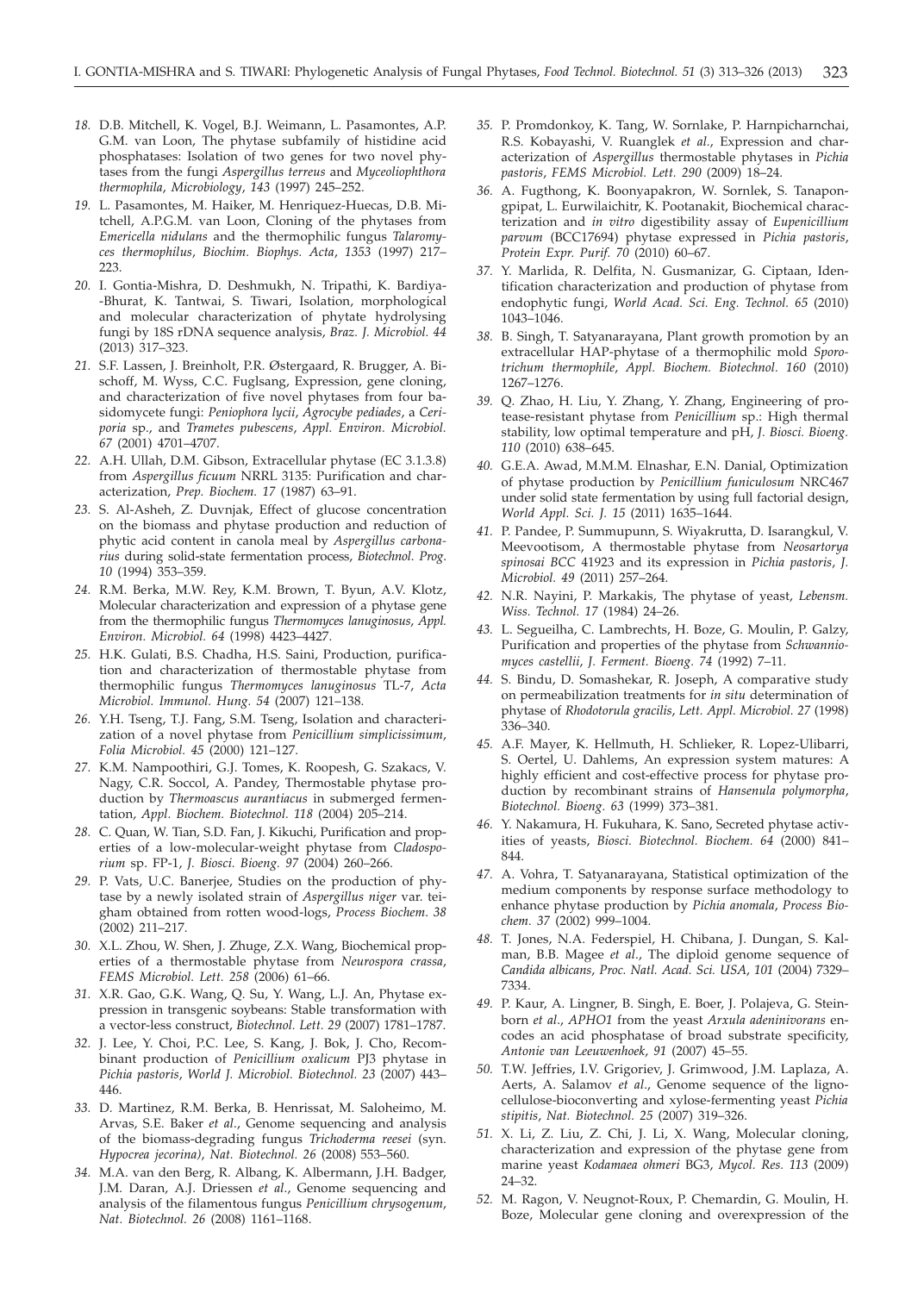18. D.B. Mitchell, K. Vogel, B.J. Weimann, L. Pasamontes, A.P. G.M. van Loon, The phytase subfamily of histidine acid phosphatases: Isolation of two genes for two novel phytases from the fungi *Aspergillus terreus* and *Myceoliophthora thermophila*, *Microbiology*, *143* (1997) 245–252.
19. L. Pasamontes, M. Haiker, M. Henriquez-Huecas, D.B. Mitchell, A.P.G.M. van Loon, Cloning of the phytases from *Emericella nidulans* and the thermophilic fungus *Talaromyces thermophilus*, *Biochim. Biophys. Acta*, *1353* (1997) 217–223.
20. I. Gontia-Mishra, D. Deshmukh, N. Tripathi, K. Bardiya-Bhurat, K. Tantwai, S. Tiwari, Isolation, morphological and molecular characterization of phytate hydrolysing fungi by 18S rDNA sequence analysis, *Braz. J. Microbiol. 44* (2013) 317–323.
21. S.F. Lassen, J. Breinholt, P.R. Østergaard, R. Brugger, A. Bischoff, M. Wyss, C.C. Fuglsang, Expression, gene cloning, and characterization of five novel phytases from four basidomycete fungi: *Peniophora lycii*, *Agrocybe pediades*, a *Ceriporia* sp., and *Trametes pubescens*, *Appl. Environ. Microbiol. 67* (2001) 4701–4707.
22. A.H. Ullah, D.M. Gibson, Extracellular phytase (EC 3.1.3.8) from *Aspergillus ficuum* NRRL 3135: Purification and characterization, *Prep. Biochem. 17* (1987) 63–91.
23. S. Al-Asheh, Z. Duvnjak, Effect of glucose concentration on the biomass and phytase production and reduction of phytic acid content in canola meal by *Aspergillus carbonarius* during solid-state fermentation process, *Biotechnol. Prog. 10* (1994) 353–359.
24. R.M. Berka, M.W. Rey, K.M. Brown, T. Byun, A.V. Klotz, Molecular characterization and expression of a phytase gene from the thermophilic fungus *Thermomyces lanuginosus*, *Appl. Environ. Microbiol. 64* (1998) 4423–4427.
25. H.K. Gulati, B.S. Chadha, H.S. Saini, Production, purification and characterization of thermostable phytase from thermophilic fungus *Thermomyces lanuginosus* TL-7, *Acta Microbiol. Immunol. Hung. 54* (2007) 121–138.
26. Y.H. Tseng, T.J. Fang, S.M. Tseng, Isolation and characterization of a novel phytase from *Penicillium simplicissimum*, *Folia Microbiol. 45* (2000) 121–127.
27. K.M. Nampoothiri, G.J. Tomes, K. Roopesh, G. Szakacs, V. Nagy, C.R. Soccol, A. Pandey, Thermostable phytase production by *Thermoascus aurantiacus* in submerged fermentation, *Appl. Biochem. Biotechnol. 118* (2004) 205–214.
28. C. Quan, W. Tian, S.D. Fan, J. Kikuchi, Purification and properties of a low-molecular-weight phytase from *Cladosporium* sp. FP-1, *J. Biosci. Bioeng. 97* (2004) 260–266.
29. P. Vats, U.C. Banerjee, Studies on the production of phytase by a newly isolated strain of *Aspergillus niger* var. teigham obtained from rotten wood-logs, *Process Biochem. 38* (2002) 211–217.
30. X.L. Zhou, W. Shen, J. Zhuge, Z.X. Wang, Biochemical properties of a thermostable phytase from *Neurospora crassa*, *FEMS Microbiol. Lett. 258* (2006) 61–66.
31. X.R. Gao, G.K. Wang, Q. Su, Y. Wang, L.J. An, Phytase expression in transgenic soybeans: Stable transformation with a vector-less construct, *Biotechnol. Lett. 29* (2007) 1781–1787.
32. J. Lee, Y. Choi, P.C. Lee, S. Kang, J. Bok, J. Cho, Recombinant production of *Penicillium oxalicum* PJ3 phytase in *Pichia pastoris*, *World J. Microbiol. Biotechnol. 23* (2007) 443–446.
33. D. Martinez, R.M. Berka, B. Henrissat, M. Saloheimo, M. Arvas, S.E. Baker *et al.*, Genome sequencing and analysis of the biomass-degrading fungus *Trichoderma reesei* (syn. *Hypocrea jecorina*), *Nat. Biotechnol. 26* (2008) 553–560.
34. M.A. van den Berg, R. Albang, K. Albermann, J.H. Badger, J.M. Daran, A.J. Driessen *et al.*, Genome sequencing and analysis of the filamentous fungus *Penicillium chrysogenum*, *Nat. Biotechnol. 26* (2008) 1161–1168.
35. P. Promdonkoy, K. Tang, W. Sornlake, P. Harnpicharnchai, R.S. Kobayashi, V. Ruanglek *et al.*, Expression and characterization of *Aspergillus* thermostable phytases in *Pichia pastoris*, *FEMS Microbiol. Lett. 290* (2009) 18–24.
36. A. Fugthong, K. Boonyapakron, W. Sornlek, S. Tanapongpipat, L. Eurwilaichitr, K. Pootanakit, Biochemical characterization and *in vitro* digestibility assay of *Eupenicillium parvum* (BCC17694) phytase expressed in *Pichia pastoris*, *Protein Expr. Purif. 70* (2010) 60–67.
37. Y. Marlida, R. Delfita, N. Gusmanizar, G. Ciptaan, Identification characterization and production of phytase from endophytic fungi, *World Acad. Sci. Eng. Technol. 65* (2010) 1043–1046.
38. B. Singh, T. Satyanarayana, Plant growth promotion by an extracellular HAP-phytase of a thermophilic mold *Sporotrichum thermophile*, *Appl. Biochem. Biotechnol. 160* (2010) 1267–1276.
39. Q. Zhao, H. Liu, Y. Zhang, Y. Zhang, Engineering of protease-resistant phytase from *Penicillium* sp.: High thermal stability, low optimal temperature and pH, *J. Biosci. Bioeng. 110* (2010) 638–645.
40. G.E.A. Awad, M.M.M. Elnashar, E.N. Danial, Optimization of phytase production by *Penicillium funiculosum* NRC467 under solid state fermentation by using full factorial design, *World Appl. Sci. J. 15* (2011) 1635–1644.
41. P. Pandee, P. Summupunn, S. Wiyakrutta, D. Isarangkul, V. Meevootisom, A thermostable phytase from *Neosartorya spinosai BCC* 41923 and its expression in *Pichia pastoris*, *J. Microbiol. 49* (2011) 257–264.
42. N.R. Nayini, P. Markakis, The phytase of yeast, *Lebensm. Wiss. Technol. 17* (1984) 24–26.
43. L. Segueilha, C. Lambrechts, H. Boze, G. Moulin, P. Galzy, Purification and properties of the phytase from *Schwanniomyces castellii*, *J. Ferment. Bioeng. 74* (1992) 7–11.
44. S. Bindu, D. Somashekar, R. Joseph, A comparative study on permeabilization treatments for *in situ* determination of phytase of *Rhodotorula gracilis*, *Lett. Appl. Microbiol. 27* (1998) 336–340.
45. A.F. Mayer, K. Hellmuth, H. Schlieker, R. Lopez-Ulibarri, S. Oertel, U. Dahlems, An expression system matures: A highly efficient and cost-effective process for phytase production by recombinant strains of *Hansenula polymorpha*, *Biotechnol. Bioeng. 63* (1999) 373–381.
46. Y. Nakamura, H. Fukuhara, K. Sano, Secreted phytase activities of yeasts, *Biosci. Biotechnol. Biochem. 64* (2000) 841–844.
47. A. Vohra, T. Satyanarayana, Statistical optimization of the medium components by response surface methodology to enhance phytase production by *Pichia anomala*, *Process Biochem. 37* (2002) 999–1004.
48. T. Jones, N.A. Federspiel, H. Chibana, J. Dungan, S. Kalman, B.B. Magee *et al.*, The diploid genome sequence of *Candida albicans*, *Proc. Natl. Acad. Sci. USA*, *101* (2004) 7329–7334.
49. P. Kaur, A. Lingner, B. Singh, E. Boer, J. Polajeva, G. Steinborn *et al.*, *APHO1* from the yeast *Arxula adeninivorans* encodes an acid phosphatase of broad substrate specificity, *Antonie van Leeuwenhoek*, *91* (2007) 45–55.
50. T.W. Jeffries, I.V. Grigoriev, J. Grimwood, J.M. Laplaza, A. Aerts, A. Salamov *et al.*, Genome sequence of the lignocellulose-bioconverting and xylose-fermenting yeast *Pichia stipitis*, *Nat. Biotechnol. 25* (2007) 319–326.
51. X. Li, Z. Liu, Z. Chi, J. Li, X. Wang, Molecular cloning, characterization and expression of the phytase gene from marine yeast *Kodamaea ohmeri* BG3, *Mycol. Res. 113* (2009) 24–32.
52. M. Ragon, V. Neugnot-Roux, P. Chemardin, G. Moulin, H. Boze, Molecular gene cloning and overexpression of the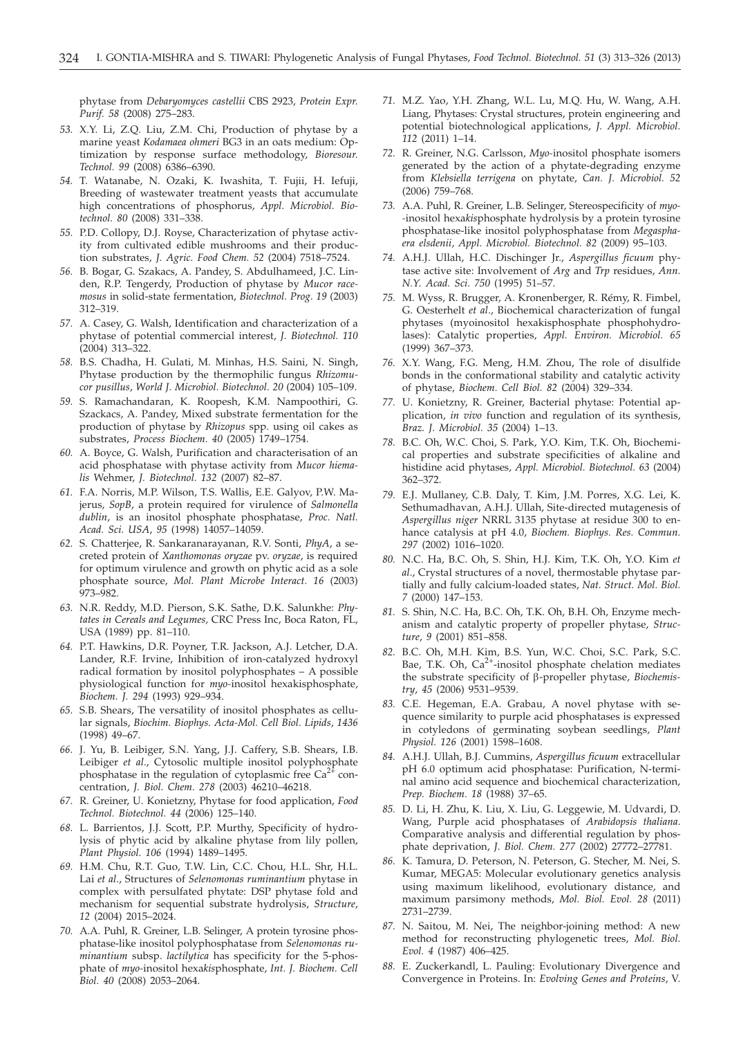phytase from *Debaryomyces castellii* CBS 2923, *Protein Expr. Purif. 58* (2008) 275–283.

53. X.Y. Li, Z.Q. Liu, Z.M. Chi, Production of phytase by a marine yeast *Kodamaea ohmeri* BG3 in an oats medium: Optimization by response surface methodology, *Bioresour. Technol. 99* (2008) 6386–6390.

54. T. Watanabe, N. Ozaki, K. Iwashita, T. Fujii, H. Iefuji, Breeding of wastewater treatment yeasts that accumulate high concentrations of phosphorus, *Appl. Microbiol. Biotechnol. 80* (2008) 331–338.

55. P.D. Collopy, D.J. Royse, Characterization of phytase activity from cultivated edible mushrooms and their production substrates, *J. Agric. Food Chem. 52* (2004) 7518–7524.

56. B. Bogar, G. Szakacs, A. Pandey, S. Abdulhameed, J.C. Linden, R.P. Tengerdy, Production of phytase by *Mucor racemosus* in solid-state fermentation, *Biotechnol. Prog. 19* (2003) 312–319.

57. A. Casey, G. Walsh, Identification and characterization of a phytase of potential commercial interest, *J. Biotechnol. 110* (2004) 313–322.

58. B.S. Chadha, H. Gulati, M. Minhas, H.S. Saini, N. Singh, Phytase production by the thermophilic fungus *Rhizomucor pusillus*, *World J. Microbiol. Biotechnol. 20* (2004) 105–109.

59. S. Ramachandaran, K. Roopesh, K.M. Nampoothiri, G. Szackacs, A. Pandey, Mixed substrate fermentation for the production of phytase by *Rhizopus* spp. using oil cakes as substrates, *Process Biochem. 40* (2005) 1749–1754.

60. A. Boyce, G. Walsh, Purification and characterisation of an acid phosphatase with phytase activity from *Mucor hiemalis* Wehmer, *J. Biotechnol. 132* (2007) 82–87.

61. F.A. Norris, M.P. Wilson, T.S. Wallis, E.E. Galyov, P.W. Majerus, *SopB*, a protein required for virulence of *Salmonella dublin*, is an inositol phosphate phosphatase, *Proc. Natl. Acad. Sci. USA, 95* (1998) 14057–14059.

62. S. Chatterjee, R. Sankaranarayanan, R.V. Sonti, *PhyA*, a secreted protein of *Xanthomonas oryzae* pv. *oryzae*, is required for optimum virulence and growth on phytic acid as a sole phosphate source, *Mol. Plant Microbe Interact. 16* (2003) 973–982.

63. N.R. Reddy, M.D. Pierson, S.K. Sathe, D.K. Salunkhe: *Phytates in Cereals and Legumes*, CRC Press Inc, Boca Raton, FL, USA (1989) pp. 81–110.

64. P.T. Hawkins, D.R. Poyner, T.R. Jackson, A.J. Letcher, D.A. Lander, R.F. Irvine, Inhibition of iron-catalyzed hydroxyl radical formation by inositol polyphosphates – A possible physiological function for *myo*-inositol hexakisphosphate, *Biochem. J. 294* (1993) 929–934.

65. S.B. Shears, The versatility of inositol phosphates as cellular signals, *Biochim. Biophys. Acta-Mol. Cell Biol. Lipids*, *1436* (1998) 49–67.

66. J. Yu, B. Leibiger, S.N. Yang, J.J. Caffery, S.B. Shears, I.B. Leibiger *et al.*, Cytosolic multiple inositol polyphosphate phosphatase in the regulation of cytoplasmic free $Ca^{2+}$ concentration, *J. Biol. Chem. 278* (2003) 46210–46218.

67. R. Greiner, U. Konietzny, Phytase for food application, *Food Technol. Biotechnol. 44* (2006) 125–140.

68. L. Barrientos, J.J. Scott, P.P. Murthy, Specificity of hydrolysis of phytic acid by alkaline phytase from lily pollen, *Plant Physiol. 106* (1994) 1489–1495.

69. H.M. Chu, R.T. Guo, T.W. Lin, C.C. Chou, H.L. Shr, H.L. Lai *et al.*, Structures of *Selenomonas ruminantium* phytase in complex with persulfated phytate: DSP phytase fold and mechanism for sequential substrate hydrolysis, *Structure*, *12* (2004) 2015–2024.

70. A.A. Puhl, R. Greiner, L.B. Selinger, A protein tyrosine phosphatase-like inositol polyphosphatase from *Selenomonas ruminantium* subsp. *lactilytica* has specificity for the 5-phosphate of *myo*-inositol hexa*kis*phosphate, *Int. J. Biochem. Cell Biol. 40* (2008) 2053–2064.

71. M.Z. Yao, Y.H. Zhang, W.L. Lu, M.Q. Hu, W. Wang, A.H. Liang, Phytases: Crystal structures, protein engineering and potential biotechnological applications, *J. Appl. Microbiol. 112* (2011) 1–14.

72. R. Greiner, N.G. Carlsson, *Myo*-inositol phosphate isomers generated by the action of a phytate-degrading enzyme from *Klebsiella terrigena* on phytate, *Can. J. Microbiol. 52* (2006) 759–768.

73. A.A. Puhl, R. Greiner, L.B. Selinger, Stereospecificity of *myo*-inositol hexa*kis*phosphate hydrolysis by a protein tyrosine phosphatase-like inositol polyphosphatase from *Megasphaera elsdenii*, *Appl. Microbiol. Biotechnol. 82* (2009) 95–103.

74. A.H.J. Ullah, H.C. Dischinger Jr., *Aspergillus ficuum* phytase active site: Involvement of *Arg* and *Trp* residues, *Ann. N.Y. Acad. Sci. 750* (1995) 51–57.

75. M. Wyss, R. Brugger, A. Kronenberger, R. Rémy, R. Fimbel, G. Oesterhelt *et al.*, Biochemical characterization of fungal phytases (myoinositol hexakisphosphate phosphohydrolases): Catalytic properties, *Appl. Environ. Microbiol. 65* (1999) 367–373.

76. X.Y. Wang, F.G. Meng, H.M. Zhou, The role of disulfide bonds in the conformational stability and catalytic activity of phytase, *Biochem. Cell Biol. 82* (2004) 329–334.

77. U. Konietzny, R. Greiner, Bacterial phytase: Potential application, *in vivo* function and regulation of its synthesis, *Braz. J. Microbiol. 35* (2004) 1–13.

78. B.C. Oh, W.C. Choi, S. Park, Y.O. Kim, T.K. Oh, Biochemical properties and substrate specificities of alkaline and histidine acid phytases, *Appl. Microbiol. Biotechnol. 63* (2004) 362–372.

79. E.J. Mullaney, C.B. Daly, T. Kim, J.M. Porres, X.G. Lei, K. Sethumadhavan, A.H.J. Ullah, Site-directed mutagenesis of *Aspergillus niger* NRRL 3135 phytase at residue 300 to enhance catalysis at pH 4.0, *Biochem. Biophys. Res. Commun. 297* (2002) 1016–1020.

80. N.C. Ha, B.C. Oh, S. Shin, H.J. Kim, T.K. Oh, Y.O. Kim *et al.*, Crystal structures of a novel, thermostable phytase partially and fully calcium-loaded states, *Nat. Struct. Mol. Biol. 7* (2000) 147–153.

81. S. Shin, N.C. Ha, B.C. Oh, T.K. Oh, B.H. Oh, Enzyme mechanism and catalytic property of propeller phytase, *Structure*, *9* (2001) 851–858.

82. B.C. Oh, M.H. Kim, B.S. Yun, W.C. Choi, S.C. Park, S.C. Bae, T.K. Oh, $Ca^{2+}$-inositol phosphate chelation mediates the substrate specificity of β-propeller phytase, *Biochemistry*, *45* (2006) 9531–9539.

83. C.E. Hegeman, E.A. Grabau, A novel phytase with sequence similarity to purple acid phosphatases is expressed in cotyledons of germinating soybean seedlings, *Plant Physiol. 126* (2001) 1598–1608.

84. A.H.J. Ullah, B.J. Cummins, *Aspergillus ficuum* extracellular pH 6.0 optimum acid phosphatase: Purification, N-terminal amino acid sequence and biochemical characterization, *Prep. Biochem. 18* (1988) 37–65.

85. D. Li, H. Zhu, K. Liu, X. Liu, G. Leggewie, M. Udvardi, D. Wang, Purple acid phosphatases of *Arabidopsis thaliana*. Comparative analysis and differential regulation by phosphate deprivation, *J. Biol. Chem. 277* (2002) 27772–27781.

86. K. Tamura, D. Peterson, N. Peterson, G. Stecher, M. Nei, S. Kumar, MEGA5: Molecular evolutionary genetics analysis using maximum likelihood, evolutionary distance, and maximum parsimony methods, *Mol. Biol. Evol. 28* (2011) 2731–2739.

87. N. Saitou, M. Nei, The neighbor-joining method: A new method for reconstructing phylogenetic trees, *Mol. Biol. Evol. 4* (1987) 406–425.

88. E. Zuckerkandl, L. Pauling: Evolutionary Divergence and Convergence in Proteins. In: *Evolving Genes and Proteins*, V.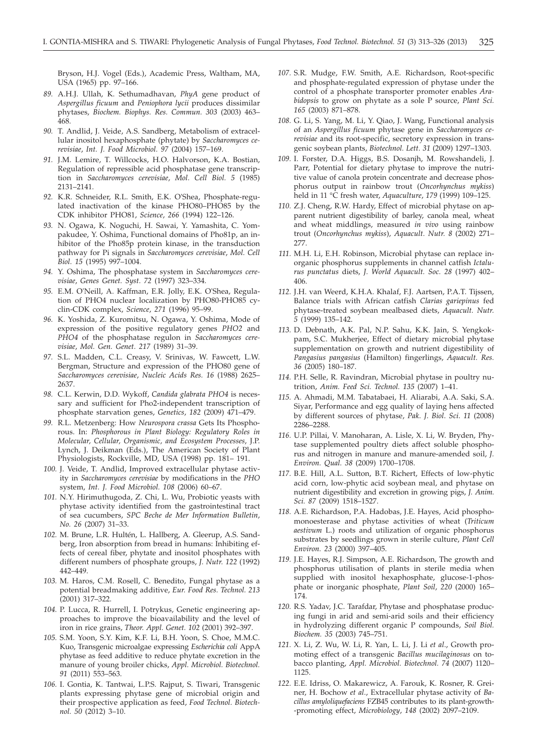Bryson, H.J. Vogel (Eds.), Academic Press, Waltham, MA, USA (1965) pp. 97–166.

89. A.H.J. Ullah, K. Sethumadhavan, *PhyA* gene product of *Aspergillus ficuum* and *Peniophora lycii* produces dissimilar phytases, *Biochem. Biophys. Res. Commun. 303* (2003) 463–468.

90. T. Andlid, J. Veide, A.S. Sandberg, Metabolism of extracellular inositol hexaphosphate (phytate) by *Saccharomyces cerevisiae*, *Int. J. Food Microbiol. 97* (2004) 157–169.

91. J.M. Lemire, T. Willcocks, H.O. Halvorson, K.A. Bostian, Regulation of repressible acid phosphatase gene transcription in *Saccharomyces cerevisiae*, *Mol. Cell Biol. 5* (1985) 2131–2141.

92. K.R. Schneider, R.L. Smith, E.K. O'Shea, Phosphate-regulated inactivation of the kinase PHO80–PHO85 by the CDK inhibitor PHO81, *Science, 266* (1994) 122–126.

93. N. Ogawa, K. Noguchi, H. Sawai, Y. Yamashita, C. Yompakudee, Y. Oshima, Functional domains of Pho81p, an inhibitor of the Pho85p protein kinase, in the transduction pathway for Pi signals in *Saccharomyces cerevisiae*, *Mol. Cell Biol. 15* (1995) 997–1004.

94. Y. Oshima, The phosphatase system in *Saccharomyces cerevisiae*, *Genes Genet. Syst. 72* (1997) 323–334.

95. E.M. O'Neill, A. Kaffman, E.R. Jolly, E.K. O'Shea, Regulation of PHO4 nuclear localization by PHO80-PHO85 cyclin-CDK complex, *Science, 271* (1996) 95–99.

96. K. Yoshida, Z. Kuromitsu, N. Ogawa, Y. Oshima, Mode of expression of the positive regulatory genes *PHO2* and *PHO4* of the phosphatase regulon in *Saccharomyces cerevisiae*, *Mol. Gen. Genet. 217* (1989) 31–39.

97. S.L. Madden, C.L. Creasy, V. Srinivas, W. Fawcett, L.W. Bergman, Structure and expression of the PHO80 gene of *Saccharomyces cerevisiae*, *Nucleic Acids Res. 16* (1988) 2625–2637.

98. C.L. Kerwin, D.D. Wykoff, *Candida glabrata PHO4* is necessary and sufficient for Pho2-independent transcription of phosphate starvation genes, *Genetics, 182* (2009) 471–479.

99. R.L. Metzenberg: How *Neurospora crassa* Gets Its Phosphorous. In: *Phosphorous in Plant Biology: Regulatory Roles in Molecular, Cellular, Organismic, and Ecosystem Processes*, J.P. Lynch, J. Deikman (Eds.), The American Society of Plant Physiologists, Rockville, MD, USA (1998) pp. 181– 191.

100. J. Veide, T. Andlid, Improved extracellular phytase activity in *Saccharomyces cerevisiae* by modifications in the *PHO* system, *Int. J. Food Microbiol. 108* (2006) 60–67.

101. N.Y. Hirimuthugoda, Z. Chi, L. Wu, Probiotic yeasts with phytase activity identified from the gastrointestinal tract of sea cucumbers, *SPC Beche de Mer Information Bulletin, No. 26* (2007) 31–33.

102. M. Brune, L.R. Hultén, L. Hallberg, A. Gleerup, A.S. Sandberg, Iron absorption from bread in humans: Inhibiting effects of cereal fiber, phytate and inositol phosphates with different numbers of phosphate groups, *J. Nutr. 122* (1992) 442–449.

103. M. Haros, C.M. Rosell, C. Benedito, Fungal phytase as a potential breadmaking additive, *Eur. Food Res. Technol. 213* (2001) 317–322.

104. P. Lucca, R. Hurrell, I. Potrykus, Genetic engineering approaches to improve the bioavailability and the level of iron in rice grains, *Theor. Appl. Genet. 102* (2001) 392–397.

105. S.M. Yoon, S.Y. Kim, K.F. Li, B.H. Yoon, S. Choe, M.M.C. Kuo, Transgenic microalgae expressing *Escherichia coli* AppA phytase as feed additive to reduce phytate excretion in the manure of young broiler chicks, *Appl. Microbiol. Biotechnol. 91* (2011) 553–563.

106. I. Gontia, K. Tantwai, L.P.S. Rajput, S. Tiwari, Transgenic plants expressing phytase gene of microbial origin and their prospective application as feed, *Food Technol. Biotechnol. 50* (2012) 3–10.

107. S.R. Mudge, F.W. Smith, A.E. Richardson, Root-specific and phosphate-regulated expression of phytase under the control of a phosphate transporter promoter enables *Arabidopsis* to grow on phytate as a sole P source, *Plant Sci. 165* (2003) 871–878.

108. G. Li, S. Yang, M. Li, Y. Qiao, J. Wang, Functional analysis of an *Aspergillus ficuum* phytase gene in *Saccharomyces cerevisiae* and its root-specific, secretory expression in transgenic soybean plants, *Biotechnol. Lett. 31* (2009) 1297–1303.

109. I. Forster, D.A. Higgs, B.S. Dosanjh, M. Rowshandeli, J. Parr, Potential for dietary phytase to improve the nutritive value of canola protein concentrate and decrease phosphorus output in rainbow trout (*Oncorhynchus mykiss*) held in 11 °C fresh water, *Aquaculture, 179* (1999) 109–125.

110. Z.J. Cheng, R.W. Hardy, Effect of microbial phytase on apparent nutrient digestibility of barley, canola meal, wheat and wheat middlings, measured *in vivo* using rainbow trout (*Oncorhynchus mykiss*), *Aquacult. Nutr. 8* (2002) 271–277.

111. M.H. Li, E.H. Robinson, Microbial phytase can replace inorganic phosphorus supplements in channel catfish *Ictalurus punctatus* diets, *J. World Aquacult. Soc. 28* (1997) 402–406.

112. J.H. van Weerd, K.H.A. Khalaf, F.J. Aartsen, P.A.T. Tijssen, Balance trials with African catfish *Clarias gariepinus* fed phytase-treated soybean mealbased diets, *Aquacult. Nutr. 5* (1999) 135–142.

113. D. Debnath, A.K. Pal, N.P. Sahu, K.K. Jain, S. Yengkokpam, S.C. Mukherjee, Effect of dietary microbial phytase supplementation on growth and nutrient digestibility of *Pangasius pangasius* (Hamilton) fingerlings, *Aquacult. Res. 36* (2005) 180–187.

114. P.H. Selle, R. Ravindran, Microbial phytase in poultry nutrition, *Anim. Feed Sci. Technol. 135* (2007) 1–41.

115. A. Ahmadi, M.M. Tabatabaei, H. Aliarabi, A.A. Saki, S.A. Siyar, Performance and egg quality of laying hens affected by different sources of phytase, *Pak. J. Biol. Sci. 11* (2008) 2286–2288.

116. U.P. Pillai, V. Manoharan, A. Lisle, X. Li, W. Bryden, Phytase supplemented poultry diets affect soluble phosphorus and nitrogen in manure and manure-amended soil, *J. Environ. Qual. 38* (2009) 1700–1708.

117. B.E. Hill, A.L. Sutton, B.T. Richert, Effects of low-phytic acid corn, low-phytic acid soybean meal, and phytase on nutrient digestibility and excretion in growing pigs, *J. Anim. Sci. 87* (2009) 1518–1527.

118. A.E. Richardson, P.A. Hadobas, J.E. Hayes, Acid phosphomonoesterase and phytase activities of wheat (*Triticum aestivum* L.) roots and utilization of organic phosphorus substrates by seedlings grown in sterile culture, *Plant Cell Environ. 23* (2000) 397–405.

119. J.E. Hayes, R.J. Simpson, A.E. Richardson, The growth and phosphorus utilisation of plants in sterile media when supplied with inositol hexaphosphate, glucose-1-phosphate or inorganic phosphate, *Plant Soil, 220* (2000) 165–174.

120. R.S. Yadav, J.C. Tarafdar, Phytase and phosphatase producing fungi in arid and semi-arid soils and their efficiency in hydrolyzing different organic P compounds, *Soil Biol. Biochem. 35* (2003) 745–751.

121. X. Li, Z. Wu, W. Li, R. Yan, L. Li, J. Li *et al.*, Growth promoting effect of a transgenic *Bacillus mucilaginosus* on tobacco planting, *Appl. Microbiol. Biotechnol. 74* (2007) 1120–1125.

122. E.E. Idriss, O. Makarewicz, A. Farouk, K. Rosner, R. Greiner, H. Bochow *et al.*, Extracellular phytase activity of *Bacillus amyloliquefaciens* FZB45 contributes to its plant-growth-promoting effect, *Microbiology, 148* (2002) 2097–2109.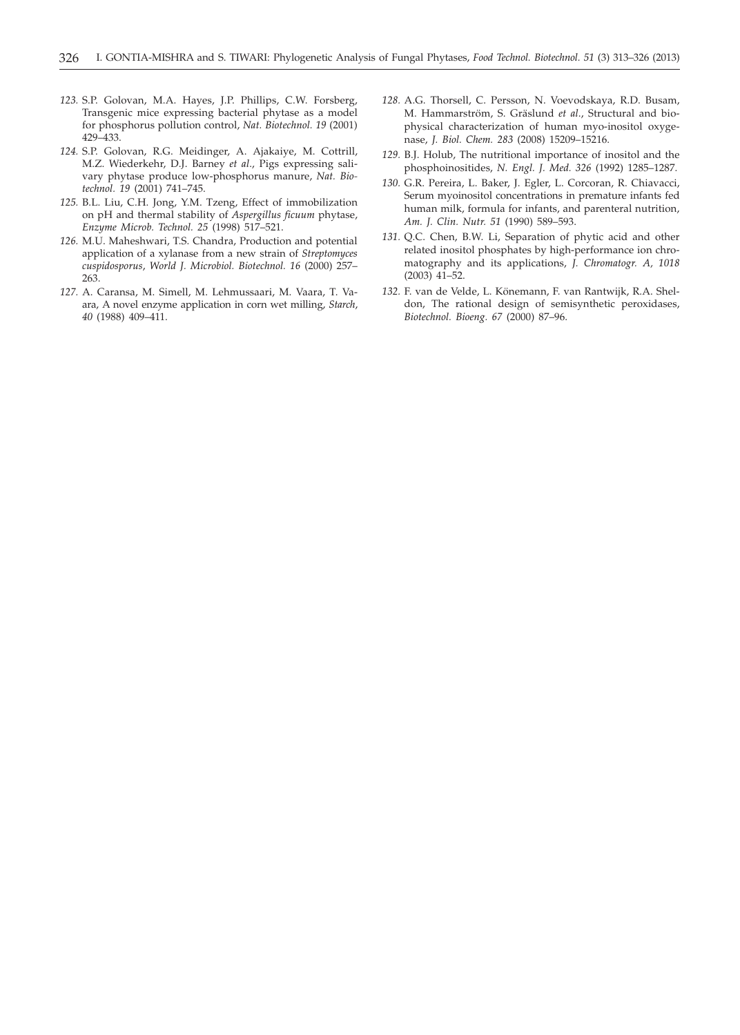*123.* S.P. Golovan, M.A. Hayes, J.P. Phillips, C.W. Forsberg, Transgenic mice expressing bacterial phytase as a model for phosphorus pollution control, *Nat. Biotechnol. 19* (2001) 429–433.

*124.* S.P. Golovan, R.G. Meidinger, A. Ajakaiye, M. Cottrill, M.Z. Wiederkehr, D.J. Barney *et al.*, Pigs expressing salivary phytase produce low-phosphorus manure, *Nat. Biotechnol. 19* (2001) 741–745.

*125.* B.L. Liu, C.H. Jong, Y.M. Tzeng, Effect of immobilization on pH and thermal stability of *Aspergillus ficuum* phytase, *Enzyme Microb. Technol. 25* (1998) 517–521.

*126.* M.U. Maheshwari, T.S. Chandra, Production and potential application of a xylanase from a new strain of *Streptomyces cuspidosporus*, *World J. Microbiol. Biotechnol. 16* (2000) 257–263.

*127.* A. Caransa, M. Simell, M. Lehmussaari, M. Vaara, T. Vaara, A novel enzyme application in corn wet milling, *Starch, 40* (1988) 409–411.

*128.* A.G. Thorsell, C. Persson, N. Voevodskaya, R.D. Busam, M. Hammarström, S. Gräslund *et al.*, Structural and biophysical characterization of human myo-inositol oxygenase, *J. Biol. Chem. 283* (2008) 15209–15216.

*129.* B.J. Holub, The nutritional importance of inositol and the phosphoinositides, *N. Engl. J. Med. 326* (1992) 1285–1287.

*130.* G.R. Pereira, L. Baker, J. Egler, L. Corcoran, R. Chiavacci, Serum myoinositol concentrations in premature infants fed human milk, formula for infants, and parenteral nutrition, *Am. J. Clin. Nutr. 51* (1990) 589–593.

*131.* Q.C. Chen, B.W. Li, Separation of phytic acid and other related inositol phosphates by high-performance ion chromatography and its applications, *J. Chromatogr. A, 1018* (2003) 41–52.

*132.* F. van de Velde, L. Könemann, F. van Rantwijk, R.A. Sheldon, The rational design of semisynthetic peroxidases, *Biotechnol. Bioeng. 67* (2000) 87–96.